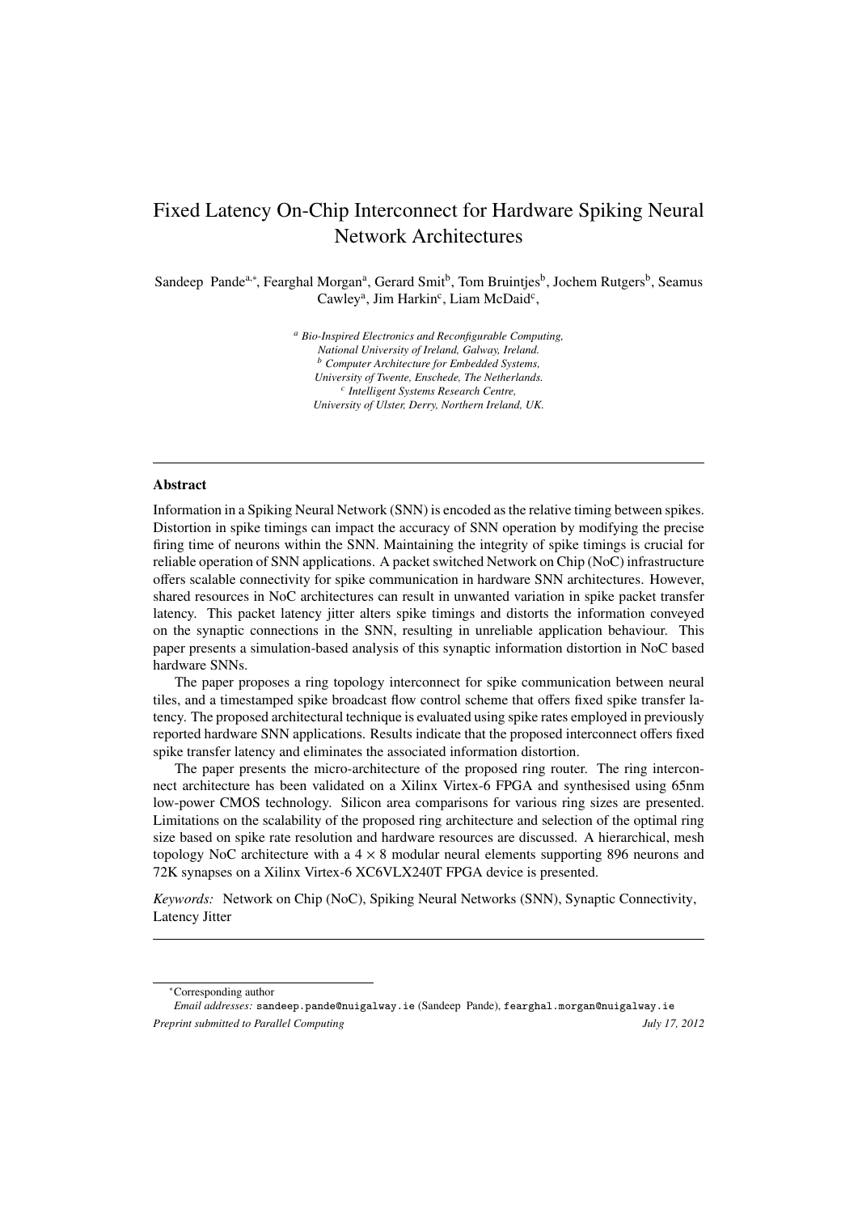# Fixed Latency On-Chip Interconnect for Hardware Spiking Neural Network Architectures

Sandeep Pande[a,*], Fearghal Morgan[a], Gerard Smit[b], Tom Bruintjes[b], Jochem Rutgers[b], Seamus Cawley[a], Jim Harkin[c], Liam McDaid[c],

[a] *Bio-Inspired Electronics and Reconfigurable Computing,*
*National University of Ireland, Galway, Ireland.*
[b] *Computer Architecture for Embedded Systems,*
*University of Twente, Enschede, The Netherlands.*
[c] *Intelligent Systems Research Centre,*
*University of Ulster, Derry, Northern Ireland, UK.*

---

## Abstract

Information in a Spiking Neural Network (SNN) is encoded as the relative timing between spikes. Distortion in spike timings can impact the accuracy of SNN operation by modifying the precise firing time of neurons within the SNN. Maintaining the integrity of spike timings is crucial for reliable operation of SNN applications. A packet switched Network on Chip (NoC) infrastructure offers scalable connectivity for spike communication in hardware SNN architectures. However, shared resources in NoC architectures can result in unwanted variation in spike packet transfer latency. This packet latency jitter alters spike timings and distorts the information conveyed on the synaptic connections in the SNN, resulting in unreliable application behaviour. This paper presents a simulation-based analysis of this synaptic information distortion in NoC based hardware SNNs.

The paper proposes a ring topology interconnect for spike communication between neural tiles, and a timestamped spike broadcast flow control scheme that offers fixed spike transfer latency. The proposed architectural technique is evaluated using spike rates employed in previously reported hardware SNN applications. Results indicate that the proposed interconnect offers fixed spike transfer latency and eliminates the associated information distortion.

The paper presents the micro-architecture of the proposed ring router. The ring interconnect architecture has been validated on a Xilinx Virtex-6 FPGA and synthesised using 65nm low-power CMOS technology. Silicon area comparisons for various ring sizes are presented. Limitations on the scalability of the proposed ring architecture and selection of the optimal ring size based on spike rate resolution and hardware resources are discussed. A hierarchical, mesh topology NoC architecture with a $4 \times 8$ modular neural elements supporting 896 neurons and 72K synapses on a Xilinx Virtex-6 XC6VLX240T FPGA device is presented.

*Keywords:* Network on Chip (NoC), Spiking Neural Networks (SNN), Synaptic Connectivity, Latency Jitter

---

*Corresponding author

*Email addresses:* sandeep.pande@nuigalway.ie (Sandeep Pande), fearghal.morgan@nuigalway.ie

*Preprint submitted to Parallel Computing* *July 17, 2012*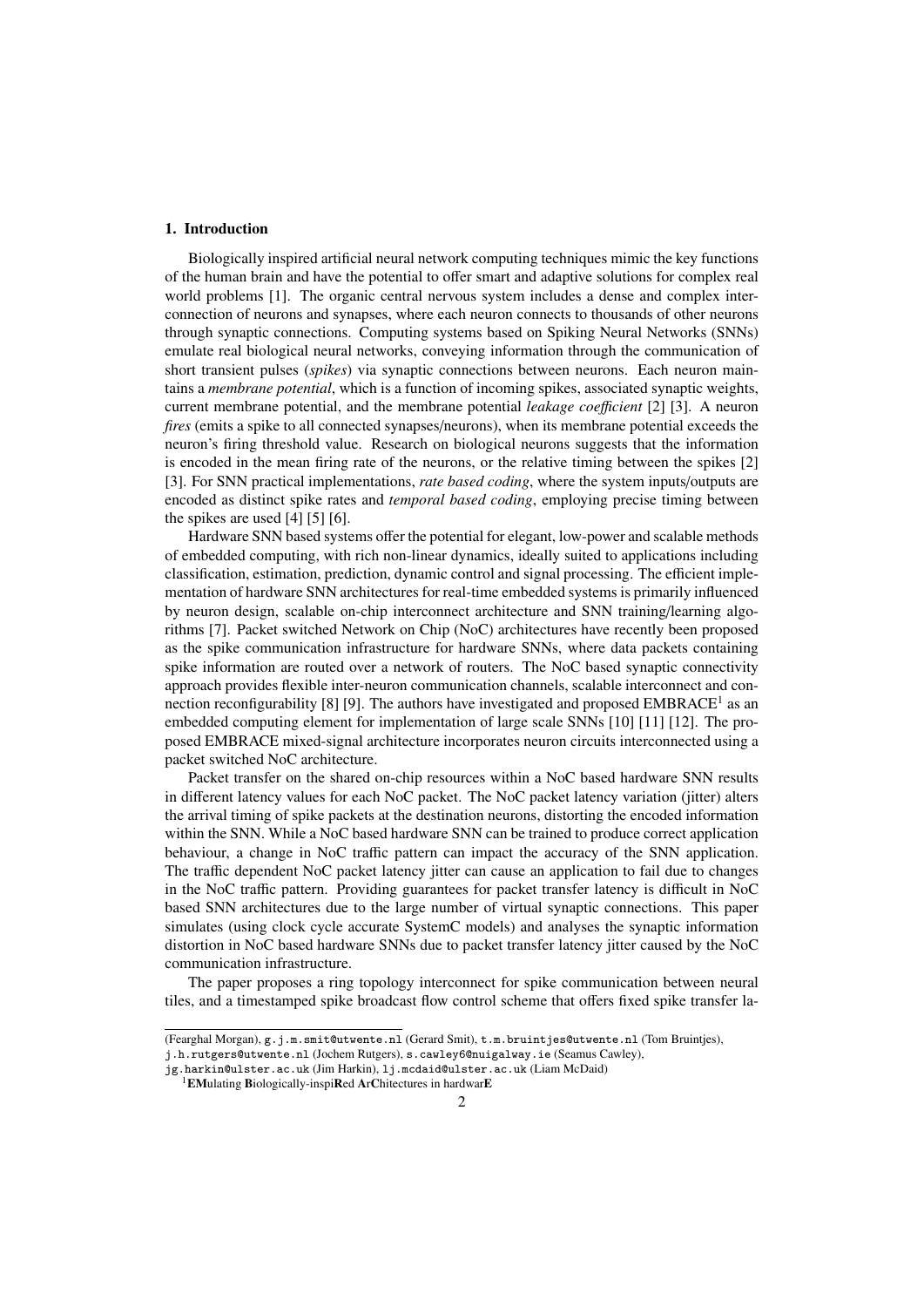## 1. Introduction

Biologically inspired artificial neural network computing techniques mimic the key functions of the human brain and have the potential to offer smart and adaptive solutions for complex real world problems [1]. The organic central nervous system includes a dense and complex interconnection of neurons and synapses, where each neuron connects to thousands of other neurons through synaptic connections. Computing systems based on Spiking Neural Networks (SNNs) emulate real biological neural networks, conveying information through the communication of short transient pulses (*spikes*) via synaptic connections between neurons. Each neuron maintains a *membrane potential*, which is a function of incoming spikes, associated synaptic weights, current membrane potential, and the membrane potential *leakage coefficient* [2] [3]. A neuron *fires* (emits a spike to all connected synapses/neurons), when its membrane potential exceeds the neuron's firing threshold value. Research on biological neurons suggests that the information is encoded in the mean firing rate of the neurons, or the relative timing between the spikes [2] [3]. For SNN practical implementations, *rate based coding*, where the system inputs/outputs are encoded as distinct spike rates and *temporal based coding*, employing precise timing between the spikes are used [4] [5] [6].

Hardware SNN based systems offer the potential for elegant, low-power and scalable methods of embedded computing, with rich non-linear dynamics, ideally suited to applications including classification, estimation, prediction, dynamic control and signal processing. The efficient implementation of hardware SNN architectures for real-time embedded systems is primarily influenced by neuron design, scalable on-chip interconnect architecture and SNN training/learning algorithms [7]. Packet switched Network on Chip (NoC) architectures have recently been proposed as the spike communication infrastructure for hardware SNNs, where data packets containing spike information are routed over a network of routers. The NoC based synaptic connectivity approach provides flexible inter-neuron communication channels, scalable interconnect and connection reconfigurability [8] [9]. The authors have investigated and proposed EMBRACE[1] as an embedded computing element for implementation of large scale SNNs [10] [11] [12]. The proposed EMBRACE mixed-signal architecture incorporates neuron circuits interconnected using a packet switched NoC architecture.

Packet transfer on the shared on-chip resources within a NoC based hardware SNN results in different latency values for each NoC packet. The NoC packet latency variation (jitter) alters the arrival timing of spike packets at the destination neurons, distorting the encoded information within the SNN. While a NoC based hardware SNN can be trained to produce correct application behaviour, a change in NoC traffic pattern can impact the accuracy of the SNN application. The traffic dependent NoC packet latency jitter can cause an application to fail due to changes in the NoC traffic pattern. Providing guarantees for packet transfer latency is difficult in NoC based SNN architectures due to the large number of virtual synaptic connections. This paper simulates (using clock cycle accurate SystemC models) and analyses the synaptic information distortion in NoC based hardware SNNs due to packet transfer latency jitter caused by the NoC communication infrastructure.

The paper proposes a ring topology interconnect for spike communication between neural tiles, and a timestamped spike broadcast flow control scheme that offers fixed spike transfer la-

---

(Fearghal Morgan), g.j.m.smit@utwente.nl (Gerard Smit), t.m.bruintjes@utwente.nl (Tom Bruintjes), j.h.rutgers@utwente.nl (Jochem Rutgers), s.cawley6@nuigalway.ie (Seamus Cawley), jg.harkin@ulster.ac.uk (Jim Harkin), lj.mcdaid@ulster.ac.uk (Liam McDaid)

[1] **EM**ulating **B**iologically-inspi**R**ed **A**r**C**hitectures in hardwar**E**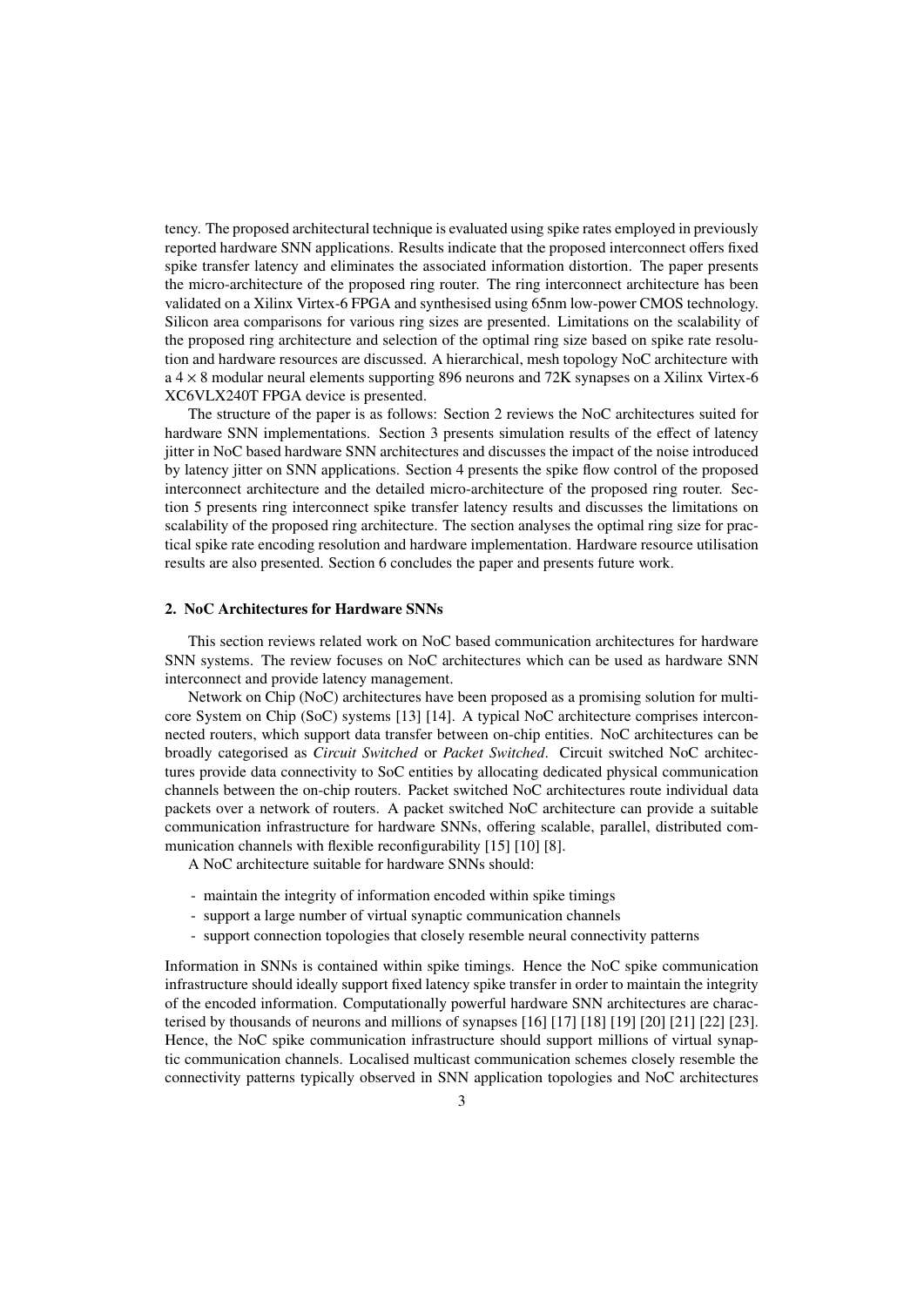tency. The proposed architectural technique is evaluated using spike rates employed in previously reported hardware SNN applications. Results indicate that the proposed interconnect offers fixed spike transfer latency and eliminates the associated information distortion. The paper presents the micro-architecture of the proposed ring router. The ring interconnect architecture has been validated on a Xilinx Virtex-6 FPGA and synthesised using 65nm low-power CMOS technology. Silicon area comparisons for various ring sizes are presented. Limitations on the scalability of the proposed ring architecture and selection of the optimal ring size based on spike rate resolution and hardware resources are discussed. A hierarchical, mesh topology NoC architecture with a $4 \times 8$ modular neural elements supporting 896 neurons and 72K synapses on a Xilinx Virtex-6 XC6VLX240T FPGA device is presented.

The structure of the paper is as follows: Section 2 reviews the NoC architectures suited for hardware SNN implementations. Section 3 presents simulation results of the effect of latency jitter in NoC based hardware SNN architectures and discusses the impact of the noise introduced by latency jitter on SNN applications. Section 4 presents the spike flow control of the proposed interconnect architecture and the detailed micro-architecture of the proposed ring router. Section 5 presents ring interconnect spike transfer latency results and discusses the limitations on scalability of the proposed ring architecture. The section analyses the optimal ring size for practical spike rate encoding resolution and hardware implementation. Hardware resource utilisation results are also presented. Section 6 concludes the paper and presents future work.

## 2. NoC Architectures for Hardware SNNs

This section reviews related work on NoC based communication architectures for hardware SNN systems. The review focuses on NoC architectures which can be used as hardware SNN interconnect and provide latency management.

Network on Chip (NoC) architectures have been proposed as a promising solution for multicore System on Chip (SoC) systems [13] [14]. A typical NoC architecture comprises interconnected routers, which support data transfer between on-chip entities. NoC architectures can be broadly categorised as *Circuit Switched* or *Packet Switched*. Circuit switched NoC architectures provide data connectivity to SoC entities by allocating dedicated physical communication channels between the on-chip routers. Packet switched NoC architectures route individual data packets over a network of routers. A packet switched NoC architecture can provide a suitable communication infrastructure for hardware SNNs, offering scalable, parallel, distributed communication channels with flexible reconfigurability [15] [10] [8].

A NoC architecture suitable for hardware SNNs should:

- maintain the integrity of information encoded within spike timings
- support a large number of virtual synaptic communication channels
- support connection topologies that closely resemble neural connectivity patterns

Information in SNNs is contained within spike timings. Hence the NoC spike communication infrastructure should ideally support fixed latency spike transfer in order to maintain the integrity of the encoded information. Computationally powerful hardware SNN architectures are characterised by thousands of neurons and millions of synapses [16] [17] [18] [19] [20] [21] [22] [23]. Hence, the NoC spike communication infrastructure should support millions of virtual synaptic communication channels. Localised multicast communication schemes closely resemble the connectivity patterns typically observed in SNN application topologies and NoC architectures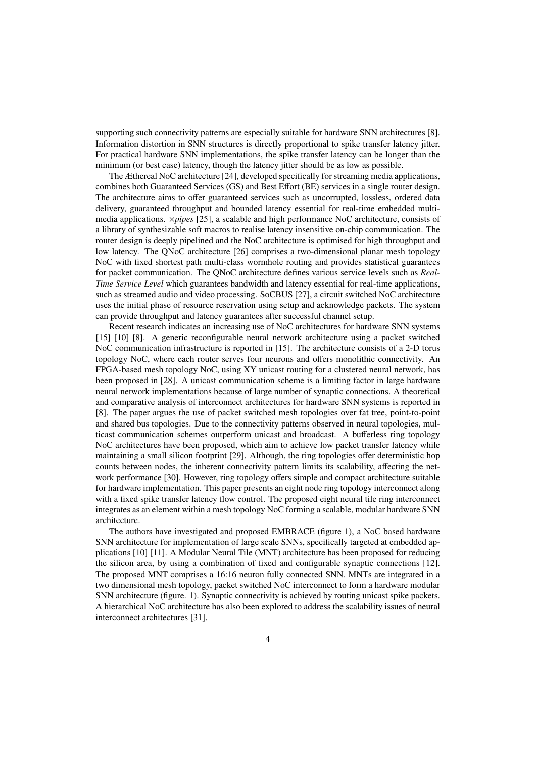supporting such connectivity patterns are especially suitable for hardware SNN architectures [8]. Information distortion in SNN structures is directly proportional to spike transfer latency jitter. For practical hardware SNN implementations, the spike transfer latency can be longer than the minimum (or best case) latency, though the latency jitter should be as low as possible.

The Æthereal NoC architecture [24], developed specifically for streaming media applications, combines both Guaranteed Services (GS) and Best Effort (BE) services in a single router design. The architecture aims to offer guaranteed services such as uncorrupted, lossless, ordered data delivery, guaranteed throughput and bounded latency essential for real-time embedded multimedia applications. $\times$*pipes* [25], a scalable and high performance NoC architecture, consists of a library of synthesizable soft macros to realise latency insensitive on-chip communication. The router design is deeply pipelined and the NoC architecture is optimised for high throughput and low latency. The QNoC architecture [26] comprises a two-dimensional planar mesh topology NoC with fixed shortest path multi-class wormhole routing and provides statistical guarantees for packet communication. The QNoC architecture defines various service levels such as *Real-Time Service Level* which guarantees bandwidth and latency essential for real-time applications, such as streamed audio and video processing. SoCBUS [27], a circuit switched NoC architecture uses the initial phase of resource reservation using setup and acknowledge packets. The system can provide throughput and latency guarantees after successful channel setup.

Recent research indicates an increasing use of NoC architectures for hardware SNN systems [15] [10] [8]. A generic reconfigurable neural network architecture using a packet switched NoC communication infrastructure is reported in [15]. The architecture consists of a 2-D torus topology NoC, where each router serves four neurons and offers monolithic connectivity. An FPGA-based mesh topology NoC, using XY unicast routing for a clustered neural network, has been proposed in [28]. A unicast communication scheme is a limiting factor in large hardware neural network implementations because of large number of synaptic connections. A theoretical and comparative analysis of interconnect architectures for hardware SNN systems is reported in [8]. The paper argues the use of packet switched mesh topologies over fat tree, point-to-point and shared bus topologies. Due to the connectivity patterns observed in neural topologies, multicast communication schemes outperform unicast and broadcast. A bufferless ring topology NoC architectures have been proposed, which aim to achieve low packet transfer latency while maintaining a small silicon footprint [29]. Although, the ring topologies offer deterministic hop counts between nodes, the inherent connectivity pattern limits its scalability, affecting the network performance [30]. However, ring topology offers simple and compact architecture suitable for hardware implementation. This paper presents an eight node ring topology interconnect along with a fixed spike transfer latency flow control. The proposed eight neural tile ring interconnect integrates as an element within a mesh topology NoC forming a scalable, modular hardware SNN architecture.

The authors have investigated and proposed EMBRACE (figure 1), a NoC based hardware SNN architecture for implementation of large scale SNNs, specifically targeted at embedded applications [10] [11]. A Modular Neural Tile (MNT) architecture has been proposed for reducing the silicon area, by using a combination of fixed and configurable synaptic connections [12]. The proposed MNT comprises a 16:16 neuron fully connected SNN. MNTs are integrated in a two dimensional mesh topology, packet switched NoC interconnect to form a hardware modular SNN architecture (figure. 1). Synaptic connectivity is achieved by routing unicast spike packets. A hierarchical NoC architecture has also been explored to address the scalability issues of neural interconnect architectures [31].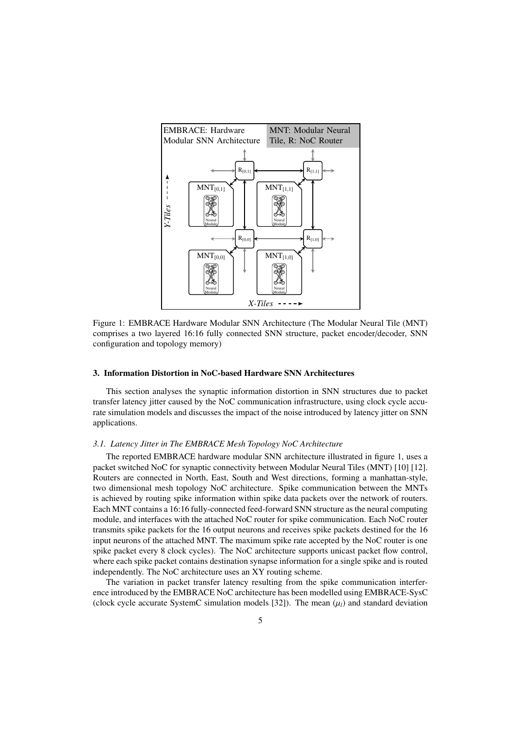Figure 1: EMBRACE Hardware Modular SNN Architecture (The Modular Neural Tile (MNT) comprises a two layered 16:16 fully connected SNN structure, packet encoder/decoder, SNN configuration and topology memory)

## 3. Information Distortion in NoC-based Hardware SNN Architectures

This section analyses the synaptic information distortion in SNN structures due to packet transfer latency jitter caused by the NoC communication infrastructure, using clock cycle accurate simulation models and discusses the impact of the noise introduced by latency jitter on SNN applications.

### *3.1. Latency Jitter in The EMBRACE Mesh Topology NoC Architecture*

The reported EMBRACE hardware modular SNN architecture illustrated in figure 1, uses a packet switched NoC for synaptic connectivity between Modular Neural Tiles (MNT) [10] [12]. Routers are connected in North, East, South and West directions, forming a manhattan-style, two dimensional mesh topology NoC architecture. Spike communication between the MNTs is achieved by routing spike information within spike data packets over the network of routers. Each MNT contains a 16:16 fully-connected feed-forward SNN structure as the neural computing module, and interfaces with the attached NoC router for spike communication. Each NoC router transmits spike packets for the 16 output neurons and receives spike packets destined for the 16 input neurons of the attached MNT. The maximum spike rate accepted by the NoC router is one spike packet every 8 clock cycles). The NoC architecture supports unicast packet flow control, where each spike packet contains destination synapse information for a single spike and is routed independently. The NoC architecture uses an XY routing scheme.

The variation in packet transfer latency resulting from the spike communication interference introduced by the EMBRACE NoC architecture has been modelled using EMBRACE-SysC (clock cycle accurate SystemC simulation models [32]). The mean ($\mu_l$) and standard deviation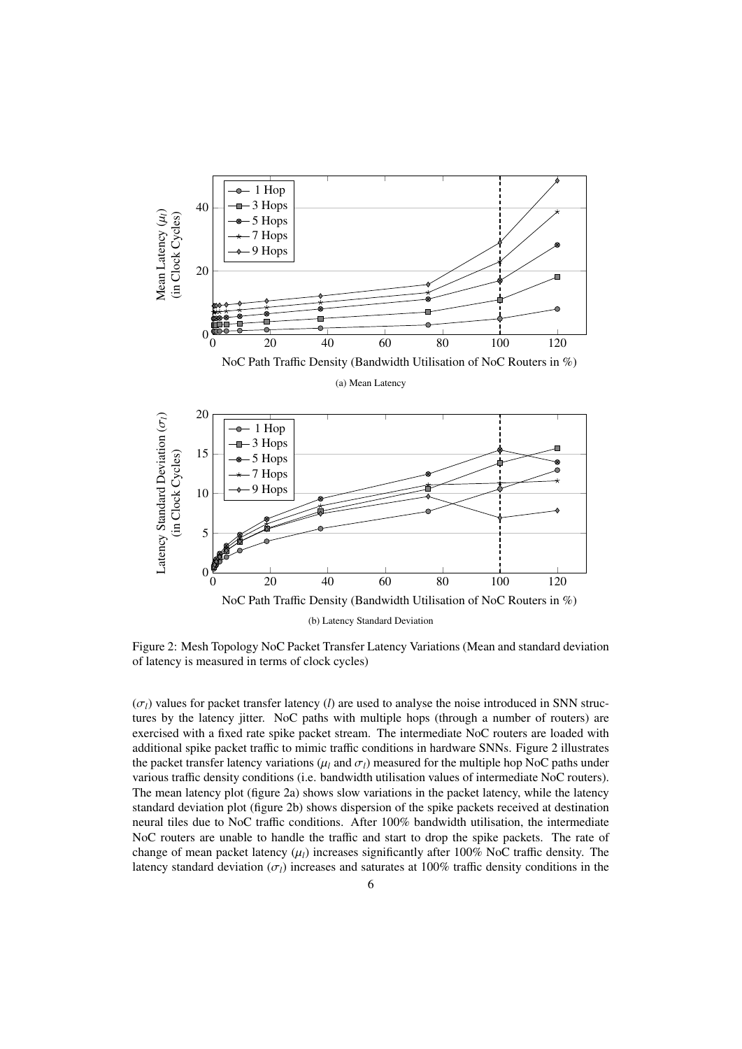(a) Mean Latency

(b) Latency Standard Deviation

Figure 2: Mesh Topology NoC Packet Transfer Latency Variations (Mean and standard deviation of latency is measured in terms of clock cycles)

($\sigma_l$) values for packet transfer latency ($l$) are used to analyse the noise introduced in SNN structures by the latency jitter. NoC paths with multiple hops (through a number of routers) are exercised with a fixed rate spike packet stream. The intermediate NoC routers are loaded with additional spike packet traffic to mimic traffic conditions in hardware SNNs. Figure 2 illustrates the packet transfer latency variations ($\mu_l$ and $\sigma_l$) measured for the multiple hop NoC paths under various traffic density conditions (i.e. bandwidth utilisation values of intermediate NoC routers). The mean latency plot (figure 2a) shows slow variations in the packet latency, while the latency standard deviation plot (figure 2b) shows dispersion of the spike packets received at destination neural tiles due to NoC traffic conditions. After 100% bandwidth utilisation, the intermediate NoC routers are unable to handle the traffic and start to drop the spike packets. The rate of change of mean packet latency ($\mu_l$) increases significantly after 100% NoC traffic density. The latency standard deviation ($\sigma_l$) increases and saturates at 100% traffic density conditions in the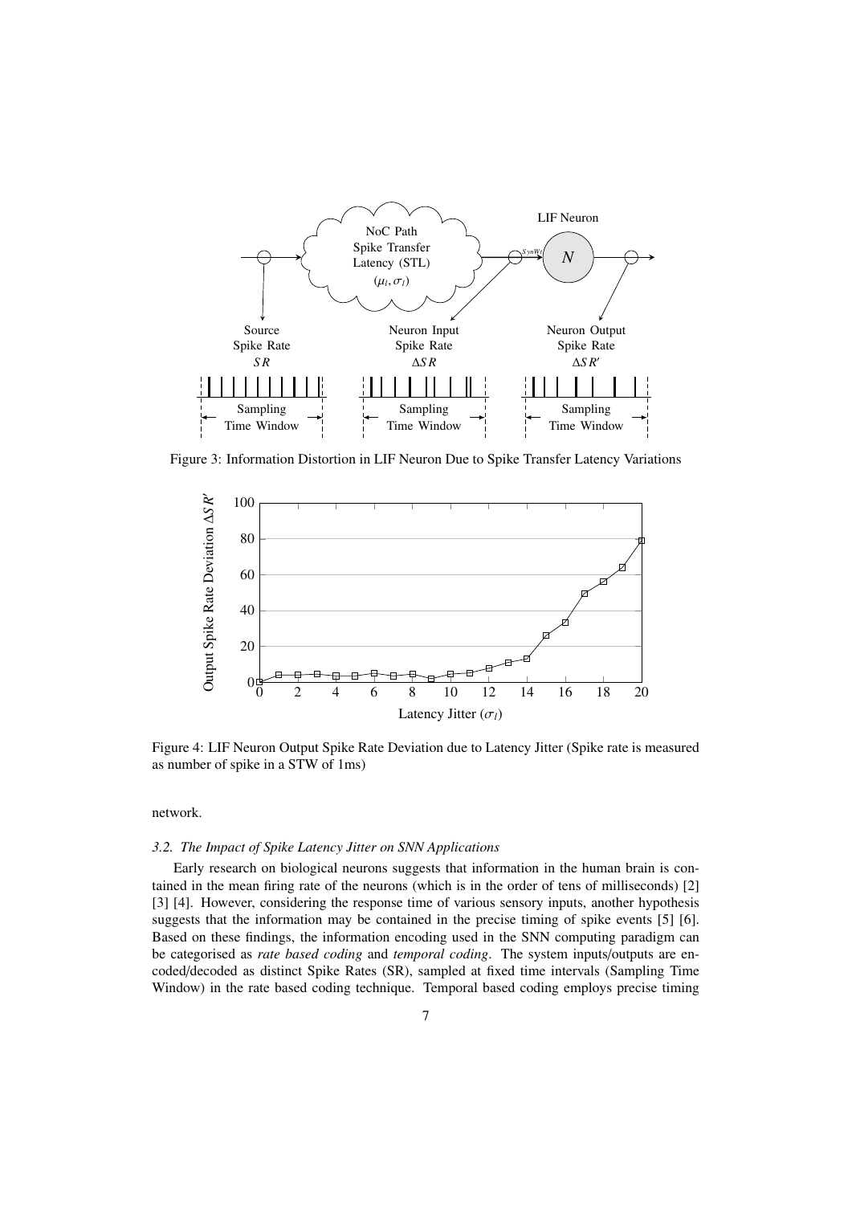Figure 3: Information Distortion in LIF Neuron Due to Spike Transfer Latency Variations

Figure 4: LIF Neuron Output Spike Rate Deviation due to Latency Jitter (Spike rate is measured as number of spike in a STW of 1ms)

network.

### 3.2. The Impact of Spike Latency Jitter on SNN Applications

Early research on biological neurons suggests that information in the human brain is contained in the mean firing rate of the neurons (which is in the order of tens of milliseconds) [2] [3] [4]. However, considering the response time of various sensory inputs, another hypothesis suggests that the information may be contained in the precise timing of spike events [5] [6]. Based on these findings, the information encoding used in the SNN computing paradigm can be categorised as *rate based coding* and *temporal coding*. The system inputs/outputs are encoded/decoded as distinct Spike Rates (SR), sampled at fixed time intervals (Sampling Time Window) in the rate based coding technique. Temporal based coding employs precise timing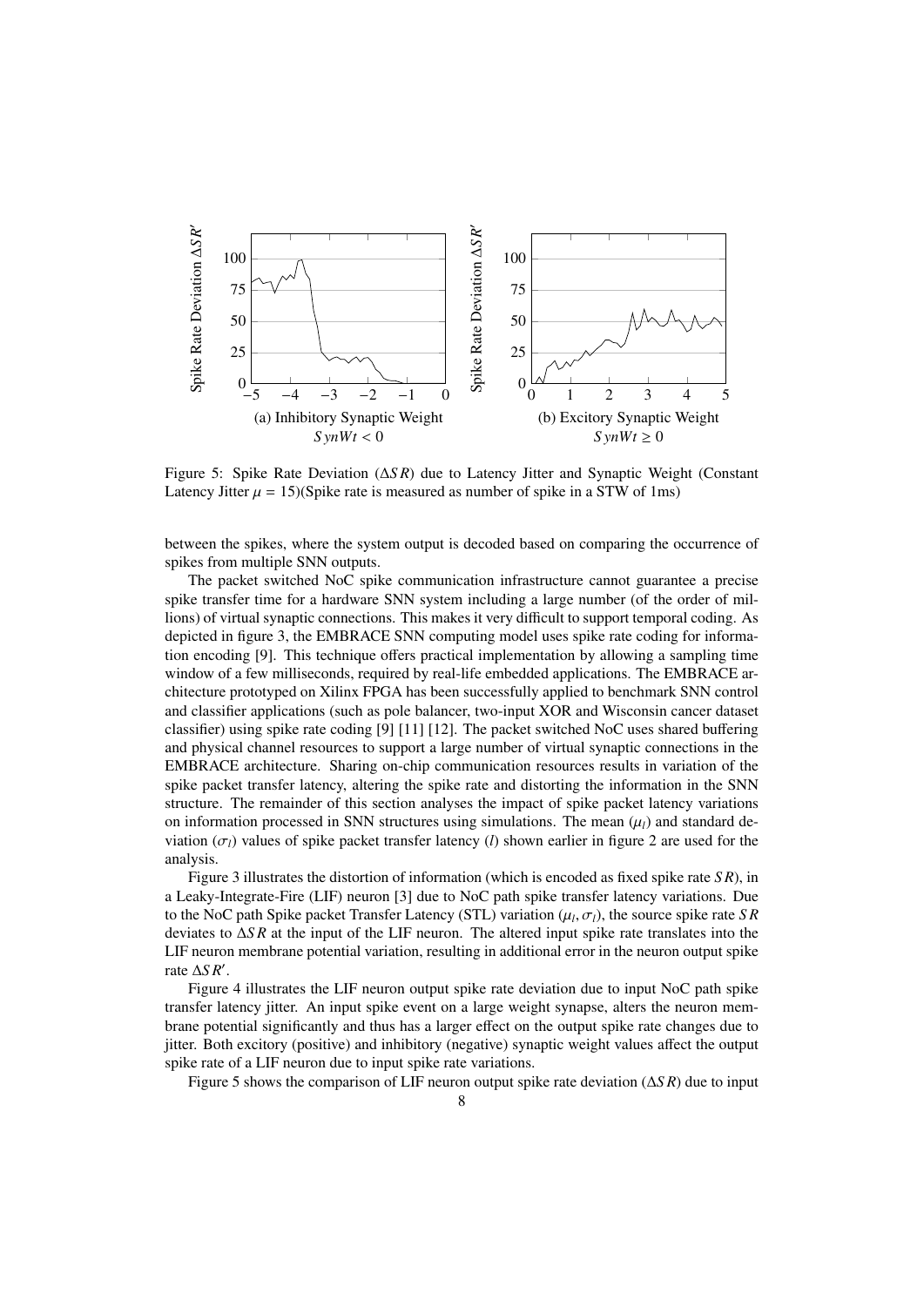(a) Inhibitory Synaptic Weight $SynWt < 0$

(b) Excitory Synaptic Weight $SynWt \geq 0$

Figure 5: Spike Rate Deviation ($\Delta SR$) due to Latency Jitter and Synaptic Weight (Constant Latency Jitter $\mu = 15$)(Spike rate is measured as number of spike in a STW of 1ms)

between the spikes, where the system output is decoded based on comparing the occurrence of spikes from multiple SNN outputs.

The packet switched NoC spike communication infrastructure cannot guarantee a precise spike transfer time for a hardware SNN system including a large number (of the order of millions) of virtual synaptic connections. This makes it very difficult to support temporal coding. As depicted in figure 3, the EMBRACE SNN computing model uses spike rate coding for information encoding [9]. This technique offers practical implementation by allowing a sampling time window of a few milliseconds, required by real-life embedded applications. The EMBRACE architecture prototyped on Xilinx FPGA has been successfully applied to benchmark SNN control and classifier applications (such as pole balancer, two-input XOR and Wisconsin cancer dataset classifier) using spike rate coding [9] [11] [12]. The packet switched NoC uses shared buffering and physical channel resources to support a large number of virtual synaptic connections in the EMBRACE architecture. Sharing on-chip communication resources results in variation of the spike packet transfer latency, altering the spike rate and distorting the information in the SNN structure. The remainder of this section analyses the impact of spike packet latency variations on information processed in SNN structures using simulations. The mean ($\mu_l$) and standard deviation ($\sigma_l$) values of spike packet transfer latency ($l$) shown earlier in figure 2 are used for the analysis.

Figure 3 illustrates the distortion of information (which is encoded as fixed spike rate $SR$), in a Leaky-Integrate-Fire (LIF) neuron [3] due to NoC path spike transfer latency variations. Due to the NoC path Spike packet Transfer Latency (STL) variation ($\mu_l, \sigma_l$), the source spike rate $SR$ deviates to $\Delta SR$ at the input of the LIF neuron. The altered input spike rate translates into the LIF neuron membrane potential variation, resulting in additional error in the neuron output spike rate $\Delta SR'$.

Figure 4 illustrates the LIF neuron output spike rate deviation due to input NoC path spike transfer latency jitter. An input spike event on a large weight synapse, alters the neuron membrane potential significantly and thus has a larger effect on the output spike rate changes due to jitter. Both excitory (positive) and inhibitory (negative) synaptic weight values affect the output spike rate of a LIF neuron due to input spike rate variations.

Figure 5 shows the comparison of LIF neuron output spike rate deviation ($\Delta SR$) due to input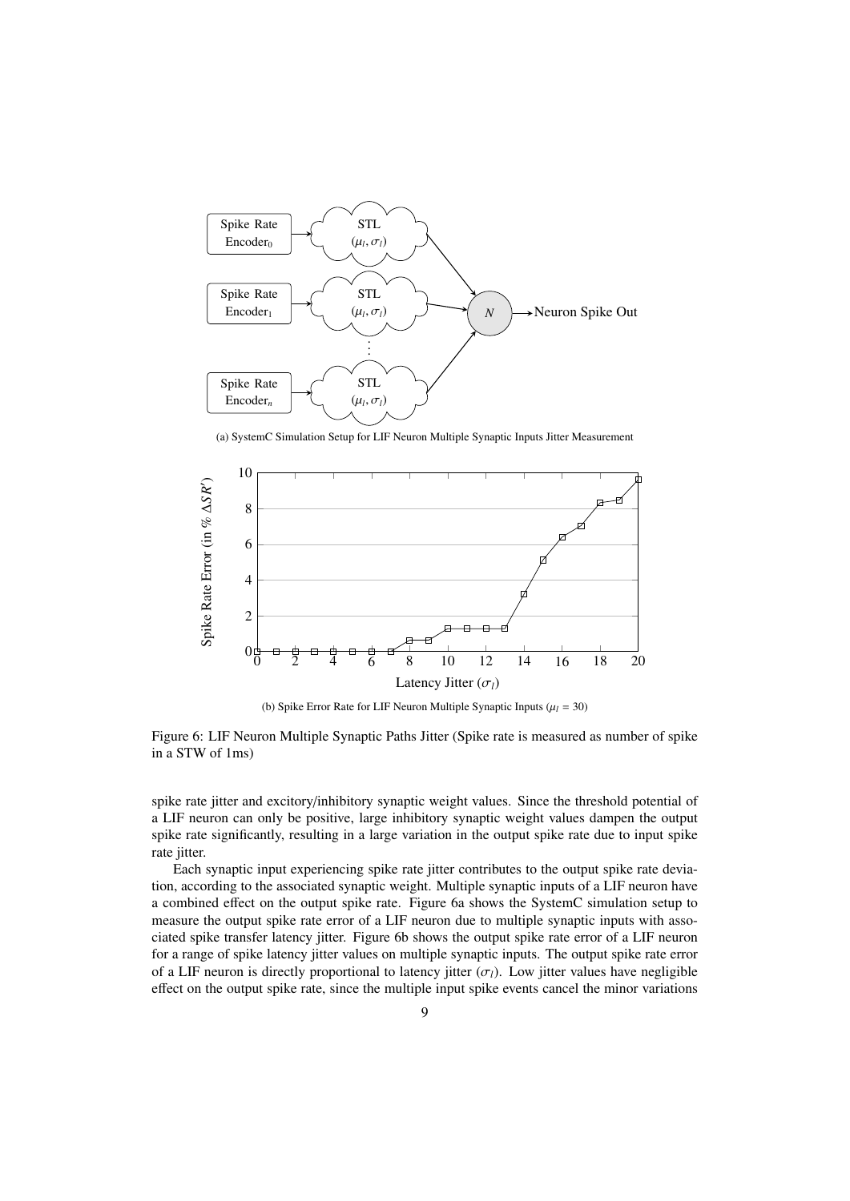(a) SystemC Simulation Setup for LIF Neuron Multiple Synaptic Inputs Jitter Measurement

(b) Spike Error Rate for LIF Neuron Multiple Synaptic Inputs ($\mu_l$ = 30)

Figure 6: LIF Neuron Multiple Synaptic Paths Jitter (Spike rate is measured as number of spike in a STW of 1ms)

spike rate jitter and excitory/inhibitory synaptic weight values. Since the threshold potential of a LIF neuron can only be positive, large inhibitory synaptic weight values dampen the output spike rate significantly, resulting in a large variation in the output spike rate due to input spike rate jitter.

Each synaptic input experiencing spike rate jitter contributes to the output spike rate deviation, according to the associated synaptic weight. Multiple synaptic inputs of a LIF neuron have a combined effect on the output spike rate. Figure 6a shows the SystemC simulation setup to measure the output spike rate error of a LIF neuron due to multiple synaptic inputs with associated spike transfer latency jitter. Figure 6b shows the output spike rate error of a LIF neuron for a range of spike latency jitter values on multiple synaptic inputs. The output spike rate error of a LIF neuron is directly proportional to latency jitter ($\sigma_l$). Low jitter values have negligible effect on the output spike rate, since the multiple input spike events cancel the minor variations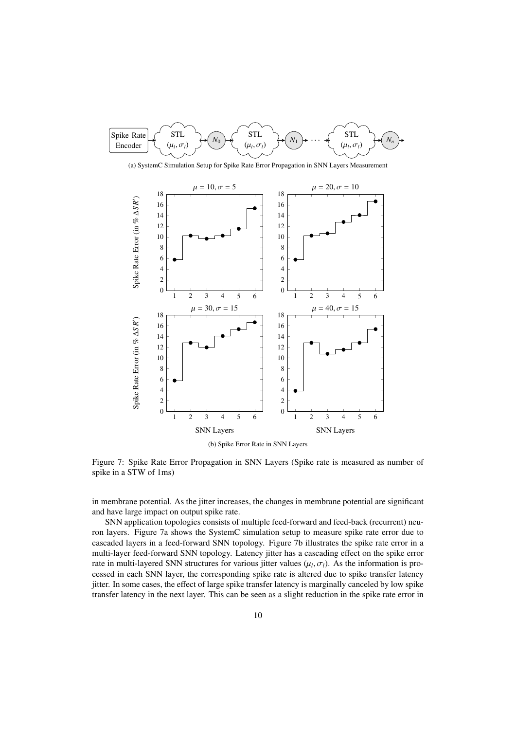(a) SystemC Simulation Setup for Spike Rate Error Propagation in SNN Layers Measurement

(b) Spike Error Rate in SNN Layers

Figure 7: Spike Rate Error Propagation in SNN Layers (Spike rate is measured as number of spike in a STW of 1ms)

in membrane potential. As the jitter increases, the changes in membrane potential are significant and have large impact on output spike rate.

SNN application topologies consists of multiple feed-forward and feed-back (recurrent) neuron layers. Figure 7a shows the SystemC simulation setup to measure spike rate error due to cascaded layers in a feed-forward SNN topology. Figure 7b illustrates the spike rate error in a multi-layer feed-forward SNN topology. Latency jitter has a cascading effect on the spike error rate in multi-layered SNN structures for various jitter values ($\mu_l, \sigma_l$). As the information is processed in each SNN layer, the corresponding spike rate is altered due to spike transfer latency jitter. In some cases, the effect of large spike transfer latency is marginally canceled by low spike transfer latency in the next layer. This can be seen as a slight reduction in the spike rate error in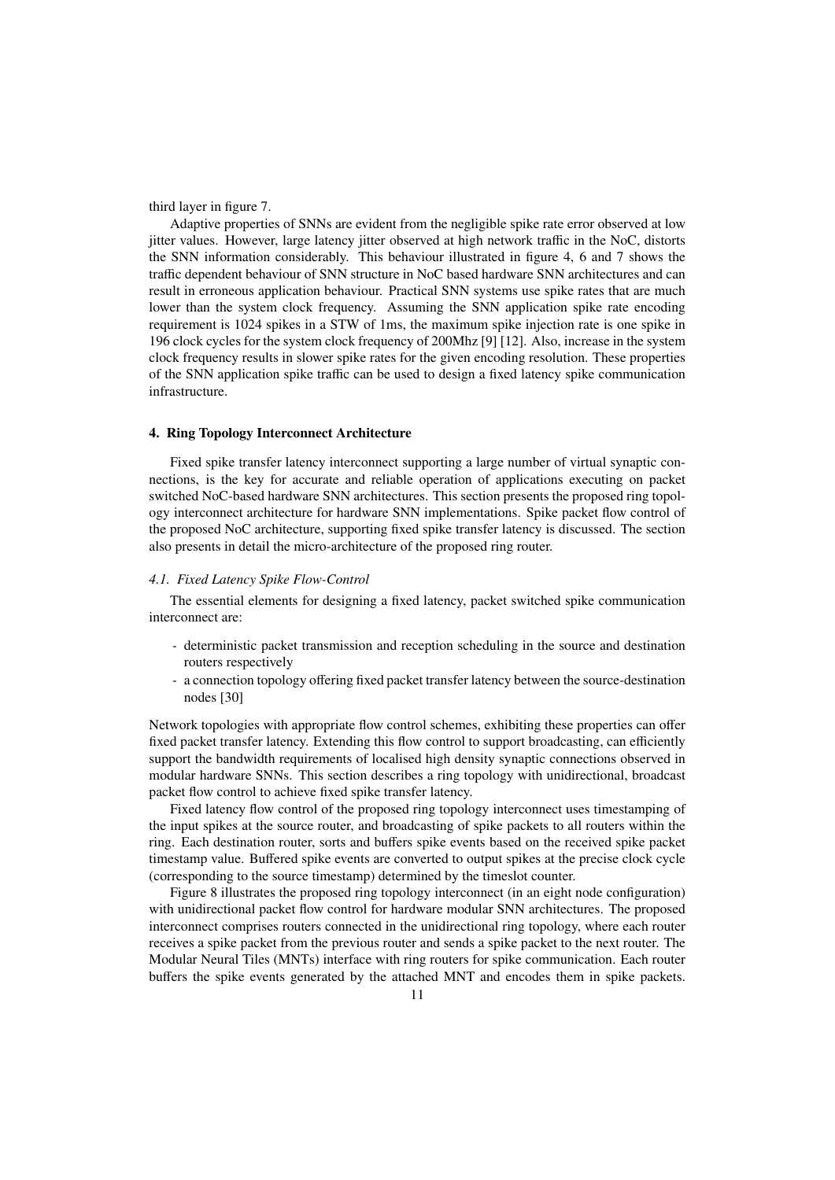third layer in figure 7.

Adaptive properties of SNNs are evident from the negligible spike rate error observed at low jitter values. However, large latency jitter observed at high network traffic in the NoC, distorts the SNN information considerably. This behaviour illustrated in figure 4, 6 and 7 shows the traffic dependent behaviour of SNN structure in NoC based hardware SNN architectures and can result in erroneous application behaviour. Practical SNN systems use spike rates that are much lower than the system clock frequency. Assuming the SNN application spike rate encoding requirement is 1024 spikes in a STW of 1ms, the maximum spike injection rate is one spike in 196 clock cycles for the system clock frequency of 200Mhz [9] [12]. Also, increase in the system clock frequency results in slower spike rates for the given encoding resolution. These properties of the SNN application spike traffic can be used to design a fixed latency spike communication infrastructure.

## 4. Ring Topology Interconnect Architecture

Fixed spike transfer latency interconnect supporting a large number of virtual synaptic connections, is the key for accurate and reliable operation of applications executing on packet switched NoC-based hardware SNN architectures. This section presents the proposed ring topology interconnect architecture for hardware SNN implementations. Spike packet flow control of the proposed NoC architecture, supporting fixed spike transfer latency is discussed. The section also presents in detail the micro-architecture of the proposed ring router.

### *4.1. Fixed Latency Spike Flow-Control*

The essential elements for designing a fixed latency, packet switched spike communication interconnect are:

- deterministic packet transmission and reception scheduling in the source and destination routers respectively
- a connection topology offering fixed packet transfer latency between the source-destination nodes [30]

Network topologies with appropriate flow control schemes, exhibiting these properties can offer fixed packet transfer latency. Extending this flow control to support broadcasting, can efficiently support the bandwidth requirements of localised high density synaptic connections observed in modular hardware SNNs. This section describes a ring topology with unidirectional, broadcast packet flow control to achieve fixed spike transfer latency.

Fixed latency flow control of the proposed ring topology interconnect uses timestamping of the input spikes at the source router, and broadcasting of spike packets to all routers within the ring. Each destination router, sorts and buffers spike events based on the received spike packet timestamp value. Buffered spike events are converted to output spikes at the precise clock cycle (corresponding to the source timestamp) determined by the timeslot counter.

Figure 8 illustrates the proposed ring topology interconnect (in an eight node configuration) with unidirectional packet flow control for hardware modular SNN architectures. The proposed interconnect comprises routers connected in the unidirectional ring topology, where each router receives a spike packet from the previous router and sends a spike packet to the next router. The Modular Neural Tiles (MNTs) interface with ring routers for spike communication. Each router buffers the spike events generated by the attached MNT and encodes them in spike packets.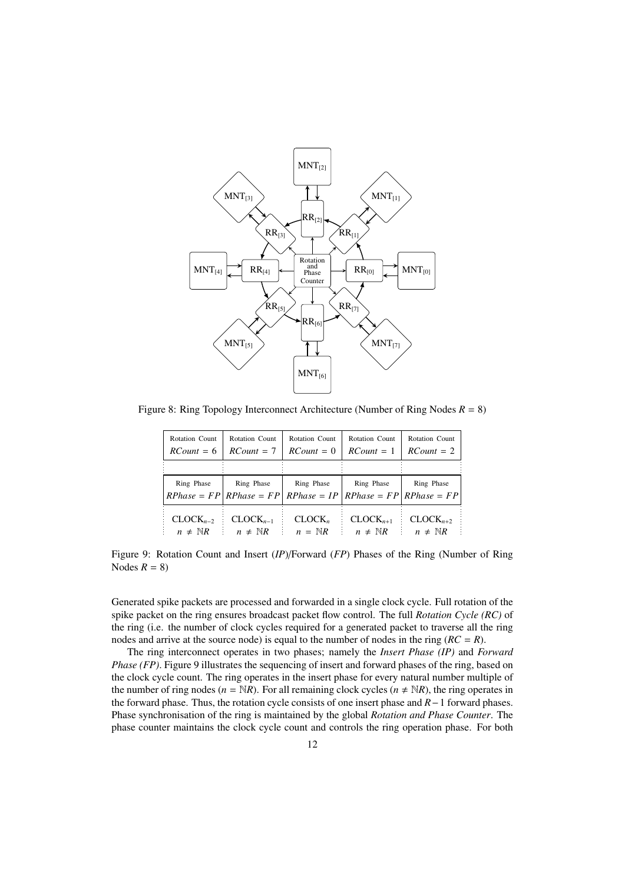Figure 8: Ring Topology Interconnect Architecture (Number of Ring Nodes $R = 8$)

| Rotation Count $RCount = 6$ | Rotation Count $RCount = 7$ | Rotation Count $RCount = 0$ | Rotation Count $RCount = 1$ | Rotation Count $RCount = 2$ |
|---|---|---|---|---|
| Ring Phase $RPhase = FP$ | Ring Phase $RPhase = FP$ | Ring Phase $RPhase = IP$ | Ring Phase $RPhase = FP$ | Ring Phase $RPhase = FP$ |
| $\text{CLOCK}_{n-2}$ $n \neq \mathbb{N}R$ | $\text{CLOCK}_{n-1}$ $n \neq \mathbb{N}R$ | $\text{CLOCK}_{n}$ $n = \mathbb{N}R$ | $\text{CLOCK}_{n+1}$ $n \neq \mathbb{N}R$ | $\text{CLOCK}_{n+2}$ $n \neq \mathbb{N}R$ |

Figure 9: Rotation Count and Insert (*IP*)/Forward (*FP*) Phases of the Ring (Number of Ring Nodes $R = 8$)

Generated spike packets are processed and forwarded in a single clock cycle. Full rotation of the spike packet on the ring ensures broadcast packet flow control. The full *Rotation Cycle (RC)* of the ring (i.e. the number of clock cycles required for a generated packet to traverse all the ring nodes and arrive at the source node) is equal to the number of nodes in the ring ($RC = R$).

The ring interconnect operates in two phases; namely the *Insert Phase (IP)* and *Forward Phase (FP)*. Figure 9 illustrates the sequencing of insert and forward phases of the ring, based on the clock cycle count. The ring operates in the insert phase for every natural number multiple of the number of ring nodes ($n = \mathbb{N}R$). For all remaining clock cycles ($n \neq \mathbb{N}R$), the ring operates in the forward phase. Thus, the rotation cycle consists of one insert phase and $R - 1$ forward phases. Phase synchronisation of the ring is maintained by the global *Rotation and Phase Counter*. The phase counter maintains the clock cycle count and controls the ring operation phase. For both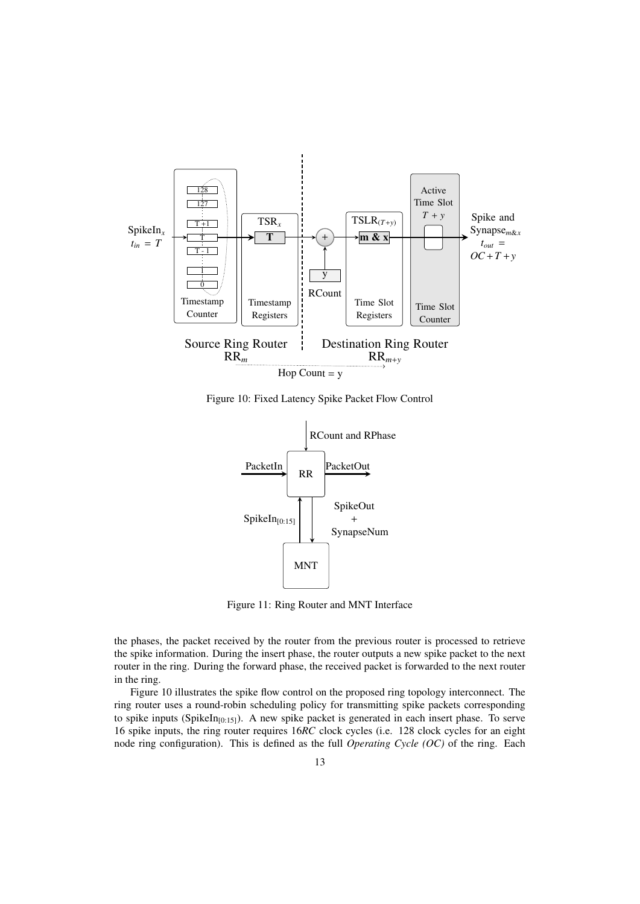Figure 10: Fixed Latency Spike Packet Flow Control

Figure 11: Ring Router and MNT Interface

the phases, the packet received by the router from the previous router is processed to retrieve the spike information. During the insert phase, the router outputs a new spike packet to the next router in the ring. During the forward phase, the received packet is forwarded to the next router in the ring.

Figure 10 illustrates the spike flow control on the proposed ring topology interconnect. The ring router uses a round-robin scheduling policy for transmitting spike packets corresponding to spike inputs ($\text{SpikeIn}_{[0:15]}$). A new spike packet is generated in each insert phase. To serve 16 spike inputs, the ring router requires $16RC$ clock cycles (i.e. 128 clock cycles for an eight node ring configuration). This is defined as the full *Operating Cycle (OC)* of the ring. Each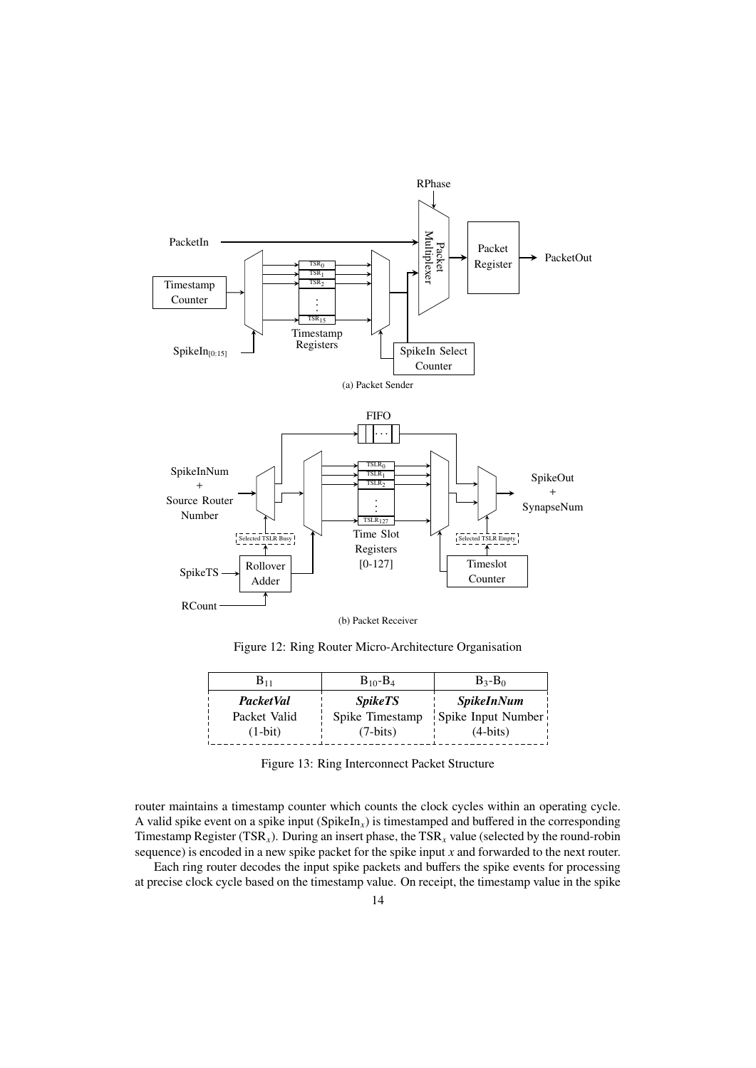(a) Packet Sender

(b) Packet Receiver

Figure 12: Ring Router Micro-Architecture Organisation

| $B_{11}$ | $B_{10}$-$B_4$ | $B_3$-$B_0$ |
|---|---|---|
| ***PacketVal*** | ***SpikeTS*** | ***SpikeInNum*** |
| Packet Valid | Spike Timestamp | Spike Input Number |
| (1-bit) | (7-bits) | (4-bits) |

Figure 13: Ring Interconnect Packet Structure

router maintains a timestamp counter which counts the clock cycles within an operating cycle. A valid spike event on a spike input (SpikeIn$_x$) is timestamped and buffered in the corresponding Timestamp Register (TSR$_x$). During an insert phase, the TSR$_x$ value (selected by the round-robin sequence) is encoded in a new spike packet for the spike input $x$ and forwarded to the next router.

Each ring router decodes the input spike packets and buffers the spike events for processing at precise clock cycle based on the timestamp value. On receipt, the timestamp value in the spike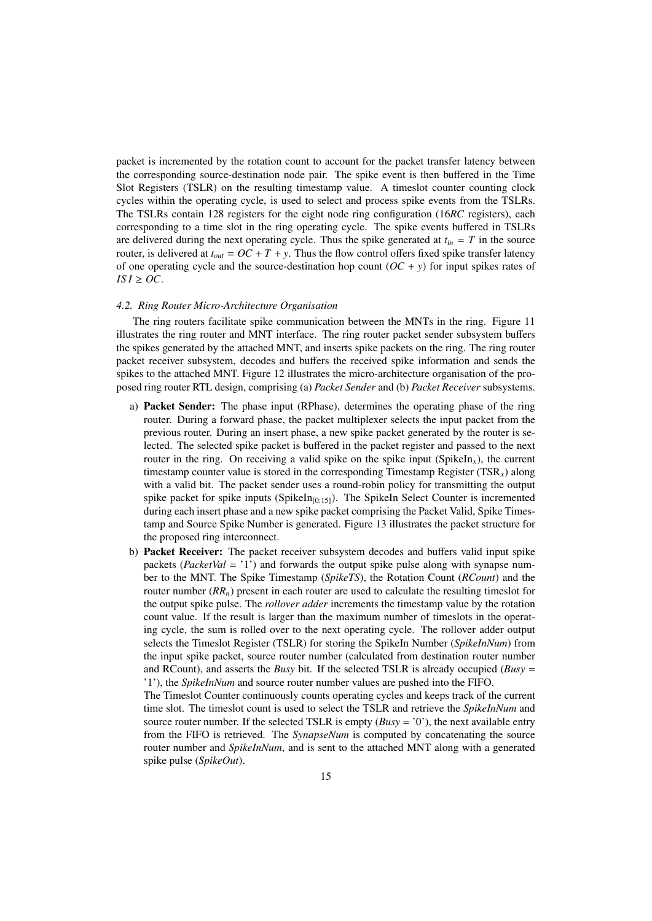packet is incremented by the rotation count to account for the packet transfer latency between the corresponding source-destination node pair. The spike event is then buffered in the Time Slot Registers (TSLR) on the resulting timestamp value. A timeslot counter counting clock cycles within the operating cycle, is used to select and process spike events from the TSLRs. The TSLRs contain 128 registers for the eight node ring configuration (16*RC* registers), each corresponding to a time slot in the ring operating cycle. The spike events buffered in TSLRs are delivered during the next operating cycle. Thus the spike generated at $t_{in} = T$ in the source router, is delivered at $t_{out} = OC + T + y$. Thus the flow control offers fixed spike transfer latency of one operating cycle and the source-destination hop count ($OC + y$) for input spikes rates of $ISI \geq OC$.

#### 4.2. Ring Router Micro-Architecture Organisation

The ring routers facilitate spike communication between the MNTs in the ring. Figure 11 illustrates the ring router and MNT interface. The ring router packet sender subsystem buffers the spikes generated by the attached MNT, and inserts spike packets on the ring. The ring router packet receiver subsystem, decodes and buffers the received spike information and sends the spikes to the attached MNT. Figure 12 illustrates the micro-architecture organisation of the proposed ring router RTL design, comprising (a) *Packet Sender* and (b) *Packet Receiver* subsystems.

a) **Packet Sender:** The phase input (RPhase), determines the operating phase of the ring router. During a forward phase, the packet multiplexer selects the input packet from the previous router. During an insert phase, a new spike packet generated by the router is selected. The selected spike packet is buffered in the packet register and passed to the next router in the ring. On receiving a valid spike on the spike input ($\text{SpikeIn}_x$), the current timestamp counter value is stored in the corresponding Timestamp Register ($\text{TSR}_x$) along with a valid bit. The packet sender uses a round-robin policy for transmitting the output spike packet for spike inputs ($\text{SpikeIn}_{[0:15]}$). The SpikeIn Select Counter is incremented during each insert phase and a new spike packet comprising the Packet Valid, Spike Timestamp and Source Spike Number is generated. Figure 13 illustrates the packet structure for the proposed ring interconnect.

b) **Packet Receiver:** The packet receiver subsystem decodes and buffers valid input spike packets (*PacketVal* = '1') and forwards the output spike pulse along with synapse number to the MNT. The Spike Timestamp (*SpikeTS*), the Rotation Count (*RCount*) and the router number ($RR_n$) present in each router are used to calculate the resulting timeslot for the output spike pulse. The *rollover adder* increments the timestamp value by the rotation count value. If the result is larger than the maximum number of timeslots in the operating cycle, the sum is rolled over to the next operating cycle. The rollover adder output selects the Timeslot Register (TSLR) for storing the SpikeIn Number (*SpikeInNum*) from the input spike packet, source router number (calculated from destination router number and RCount), and asserts the *Busy* bit. If the selected TSLR is already occupied (*Busy* = '1'), the *SpikeInNum* and source router number values are pushed into the FIFO.
The Timeslot Counter continuously counts operating cycles and keeps track of the current time slot. The timeslot count is used to select the TSLR and retrieve the *SpikeInNum* and source router number. If the selected TSLR is empty (*Busy* = '0'), the next available entry from the FIFO is retrieved. The *SynapseNum* is computed by concatenating the source router number and *SpikeInNum*, and is sent to the attached MNT along with a generated spike pulse (*SpikeOut*).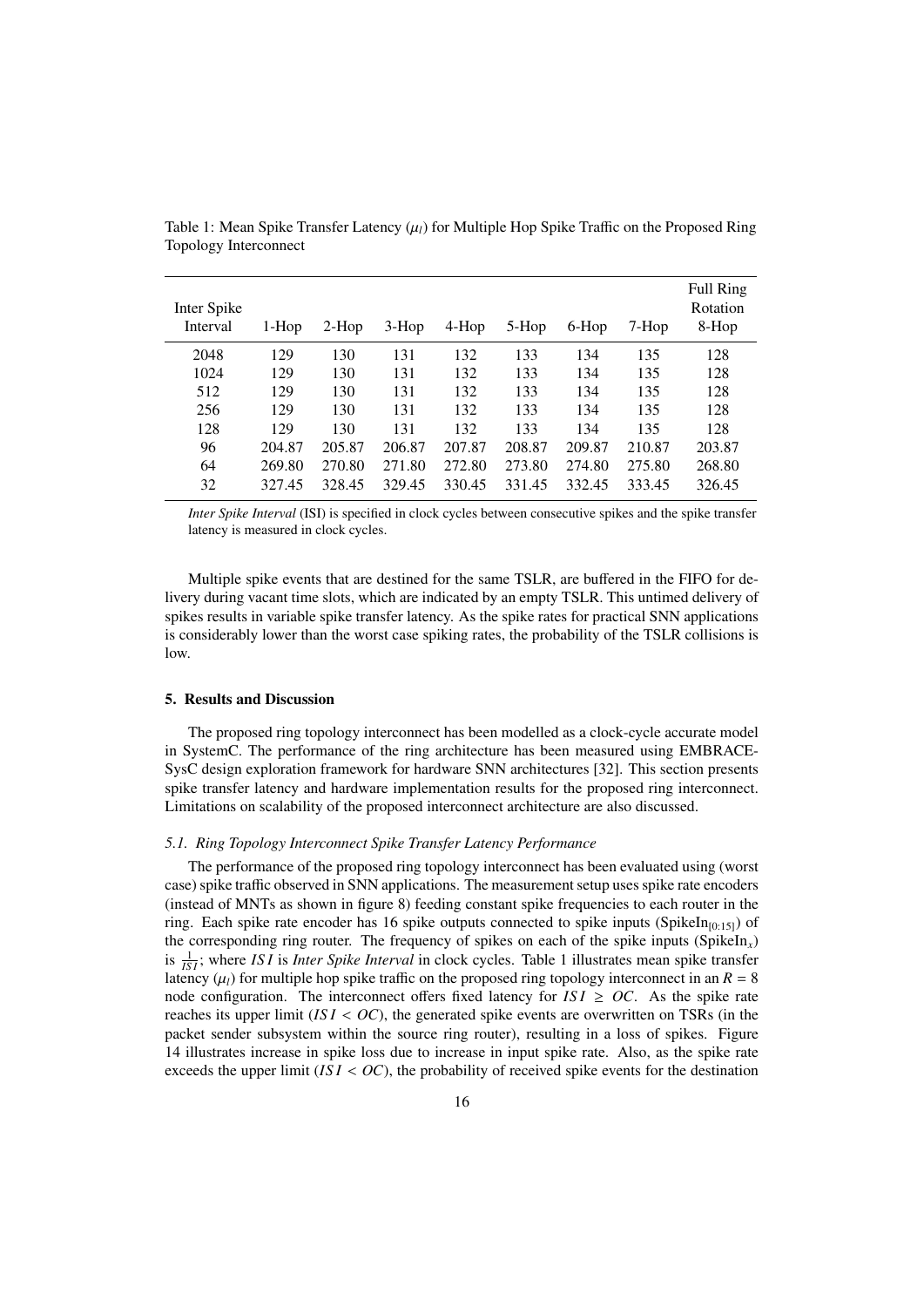Table 1: Mean Spike Transfer Latency ($\mu_l$) for Multiple Hop Spike Traffic on the Proposed Ring Topology Interconnect

| Inter Spike Interval | 1-Hop | 2-Hop | 3-Hop | 4-Hop | 5-Hop | 6-Hop | 7-Hop | Full Ring Rotation 8-Hop |
|---|---|---|---|---|---|---|---|---|
| 2048 | 129 | 130 | 131 | 132 | 133 | 134 | 135 | 128 |
| 1024 | 129 | 130 | 131 | 132 | 133 | 134 | 135 | 128 |
| 512 | 129 | 130 | 131 | 132 | 133 | 134 | 135 | 128 |
| 256 | 129 | 130 | 131 | 132 | 133 | 134 | 135 | 128 |
| 128 | 129 | 130 | 131 | 132 | 133 | 134 | 135 | 128 |
| 96 | 204.87 | 205.87 | 206.87 | 207.87 | 208.87 | 209.87 | 210.87 | 203.87 |
| 64 | 269.80 | 270.80 | 271.80 | 272.80 | 273.80 | 274.80 | 275.80 | 268.80 |
| 32 | 327.45 | 328.45 | 329.45 | 330.45 | 331.45 | 332.45 | 333.45 | 326.45 |

*Inter Spike Interval* (ISI) is specified in clock cycles between consecutive spikes and the spike transfer latency is measured in clock cycles.

Multiple spike events that are destined for the same TSLR, are buffered in the FIFO for delivery during vacant time slots, which are indicated by an empty TSLR. This untimed delivery of spikes results in variable spike transfer latency. As the spike rates for practical SNN applications is considerably lower than the worst case spiking rates, the probability of the TSLR collisions is low.

## 5. Results and Discussion

The proposed ring topology interconnect has been modelled as a clock-cycle accurate model in SystemC. The performance of the ring architecture has been measured using EMBRACE-SysC design exploration framework for hardware SNN architectures [32]. This section presents spike transfer latency and hardware implementation results for the proposed ring interconnect. Limitations on scalability of the proposed interconnect architecture are also discussed.

### 5.1. Ring Topology Interconnect Spike Transfer Latency Performance

The performance of the proposed ring topology interconnect has been evaluated using (worst case) spike traffic observed in SNN applications. The measurement setup uses spike rate encoders (instead of MNTs as shown in figure 8) feeding constant spike frequencies to each router in the ring. Each spike rate encoder has 16 spike outputs connected to spike inputs ($\text{SpikeIn}_{[0:15]}$) of the corresponding ring router. The frequency of spikes on each of the spike inputs ($\text{SpikeIn}_x$) is $\frac{1}{ISI}$; where $ISI$ is *Inter Spike Interval* in clock cycles. Table 1 illustrates mean spike transfer latency ($\mu_l$) for multiple hop spike traffic on the proposed ring topology interconnect in an $R = 8$ node configuration. The interconnect offers fixed latency for $ISI \geq OC$. As the spike rate reaches its upper limit ($ISI < OC$), the generated spike events are overwritten on TSRs (in the packet sender subsystem within the source ring router), resulting in a loss of spikes. Figure 14 illustrates increase in spike loss due to increase in input spike rate. Also, as the spike rate exceeds the upper limit ($ISI < OC$), the probability of received spike events for the destination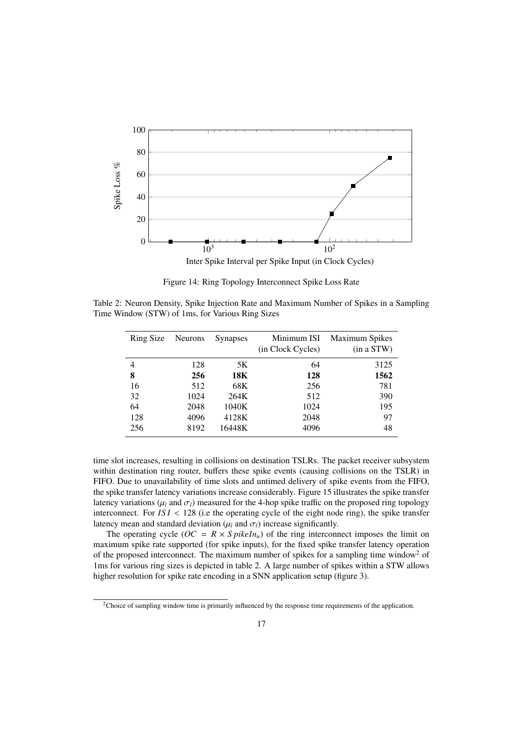Figure 14: Ring Topology Interconnect Spike Loss Rate

Table 2: Neuron Density, Spike Injection Rate and Maximum Number of Spikes in a Sampling Time Window (STW) of 1ms, for Various Ring Sizes

| Ring Size | Neurons | Synapses | Minimum ISI (in Clock Cycles) | Maximum Spikes (in a STW) |
|---|---|---|---|---|
| 4 | 128 | 5K | 64 | 3125 |
| **8** | **256** | **18K** | **128** | **1562** |
| 16 | 512 | 68K | 256 | 781 |
| 32 | 1024 | 264K | 512 | 390 |
| 64 | 2048 | 1040K | 1024 | 195 |
| 128 | 4096 | 4128K | 2048 | 97 |
| 256 | 8192 | 16448K | 4096 | 48 |

time slot increases, resulting in collisions on destination TSLRs. The packet receiver subsystem within destination ring router, buffers these spike events (causing collisions on the TSLR) in FIFO. Due to unavailability of time slots and untimed delivery of spike events from the FIFO, the spike transfer latency variations increase considerably. Figure 15 illustrates the spike transfer latency variations ($\mu_l$ and $\sigma_l$) measured for the 4-hop spike traffic on the proposed ring topology interconnect. For $ISI < 128$ (i.e the operating cycle of the eight node ring), the spike transfer latency mean and standard deviation ($\mu_l$ and $\sigma_l$) increase significantly.

The operating cycle ($OC = R \times SpikeIn_n$) of the ring interconnect imposes the limit on maximum spike rate supported (for spike inputs), for the fixed spike transfer latency operation of the proposed interconnect. The maximum number of spikes for a sampling time window[2] of 1ms for various ring sizes is depicted in table 2. A large number of spikes within a STW allows higher resolution for spike rate encoding in a SNN application setup (figure 3).

[2] Choice of sampling window time is primarily influenced by the response time requirements of the application.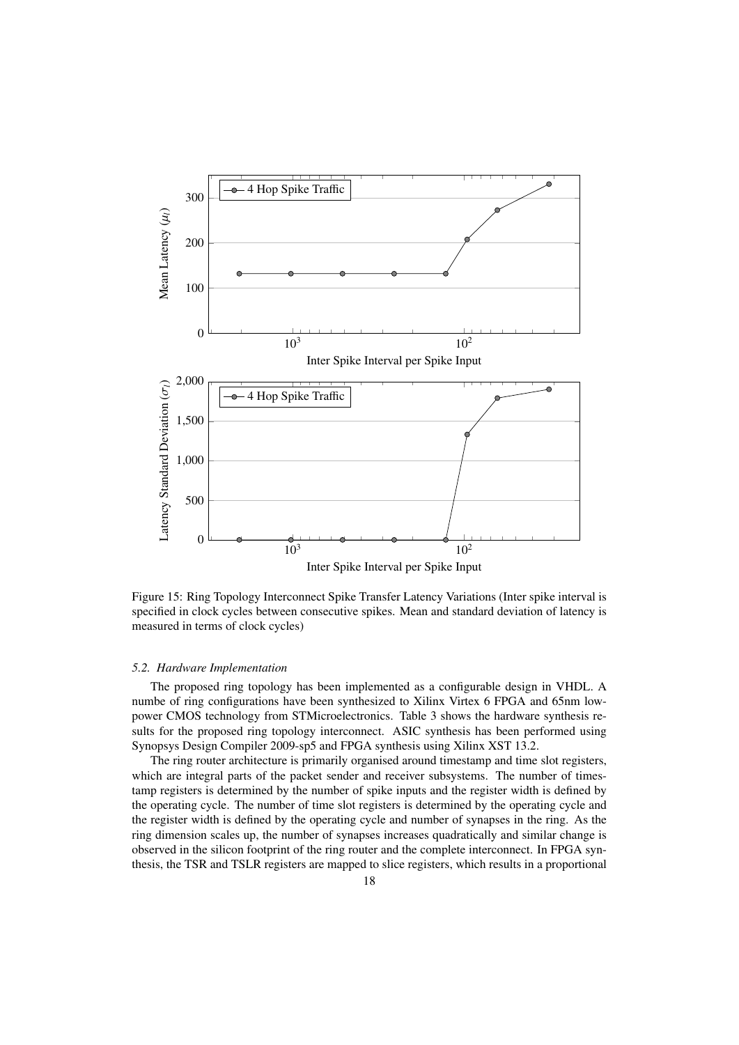Figure 15: Ring Topology Interconnect Spike Transfer Latency Variations (Inter spike interval is specified in clock cycles between consecutive spikes. Mean and standard deviation of latency is measured in terms of clock cycles)

### *5.2. Hardware Implementation*

The proposed ring topology has been implemented as a configurable design in VHDL. A numbe of ring configurations have been synthesized to Xilinx Virtex 6 FPGA and 65nm low-power CMOS technology from STMicroelectronics. Table 3 shows the hardware synthesis results for the proposed ring topology interconnect. ASIC synthesis has been performed using Synopsys Design Compiler 2009-sp5 and FPGA synthesis using Xilinx XST 13.2.

The ring router architecture is primarily organised around timestamp and time slot registers, which are integral parts of the packet sender and receiver subsystems. The number of timestamp registers is determined by the number of spike inputs and the register width is defined by the operating cycle. The number of time slot registers is determined by the operating cycle and the register width is defined by the operating cycle and number of synapses in the ring. As the ring dimension scales up, the number of synapses increases quadratically and similar change is observed in the silicon footprint of the ring router and the complete interconnect. In FPGA synthesis, the TSR and TSLR registers are mapped to slice registers, which results in a proportional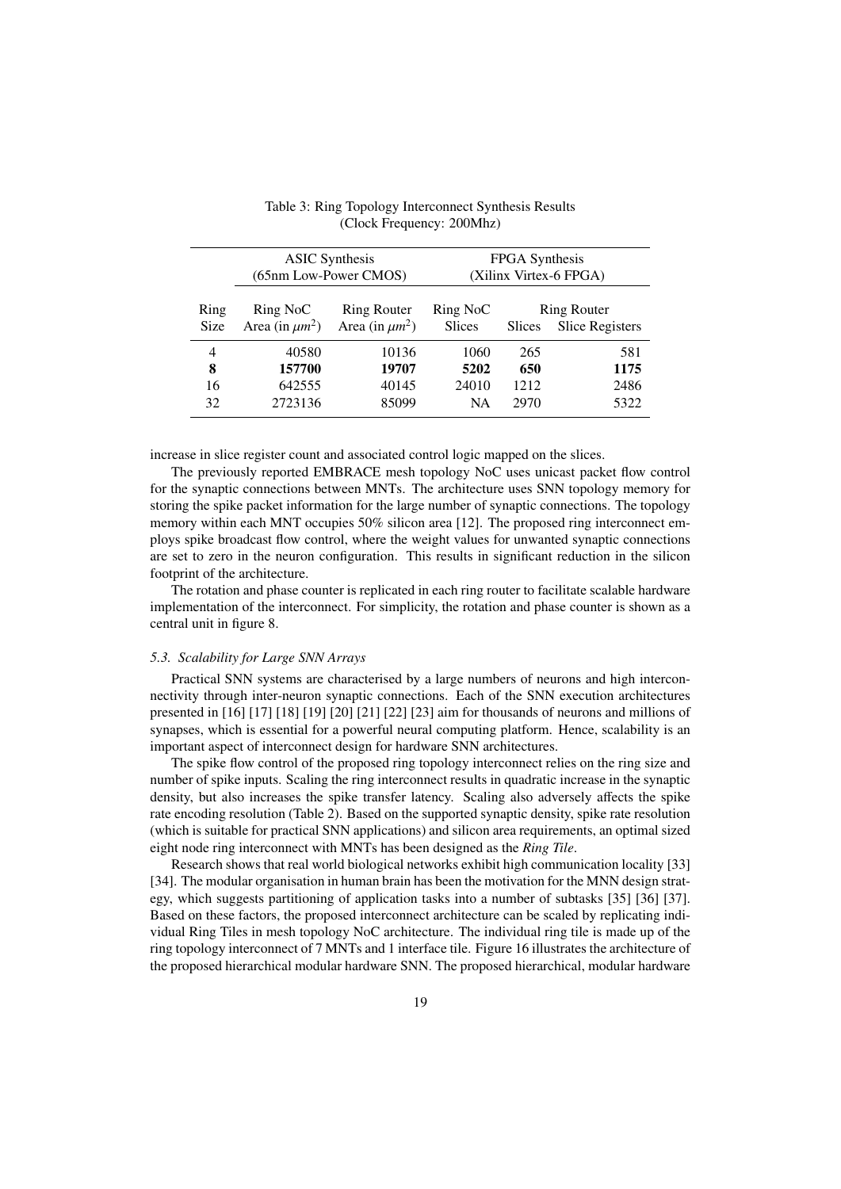Table 3: Ring Topology Interconnect Synthesis Results
(Clock Frequency: 200Mhz)

| | ASIC Synthesis (65nm Low-Power CMOS) | | FPGA Synthesis (Xilinx Virtex-6 FPGA) | | |
|---|---|---|---|---|---|
| Ring Size | Ring NoC Area (in $\mu m^2$) | Ring Router Area (in $\mu m^2$) | Ring NoC Slices | Ring Router Slices | Ring Router Slice Registers |
| 4 | 40580 | 10136 | 1060 | 265 | 581 |
| **8** | **157700** | **19707** | **5202** | **650** | **1175** |
| 16 | 642555 | 40145 | 24010 | 1212 | 2486 |
| 32 | 2723136 | 85099 | NA | 2970 | 5322 |

increase in slice register count and associated control logic mapped on the slices.

The previously reported EMBRACE mesh topology NoC uses unicast packet flow control for the synaptic connections between MNTs. The architecture uses SNN topology memory for storing the spike packet information for the large number of synaptic connections. The topology memory within each MNT occupies 50% silicon area [12]. The proposed ring interconnect employs spike broadcast flow control, where the weight values for unwanted synaptic connections are set to zero in the neuron configuration. This results in significant reduction in the silicon footprint of the architecture.

The rotation and phase counter is replicated in each ring router to facilitate scalable hardware implementation of the interconnect. For simplicity, the rotation and phase counter is shown as a central unit in figure 8.

### 5.3. Scalability for Large SNN Arrays

Practical SNN systems are characterised by a large numbers of neurons and high interconnectivity through inter-neuron synaptic connections. Each of the SNN execution architectures presented in [16] [17] [18] [19] [20] [21] [22] [23] aim for thousands of neurons and millions of synapses, which is essential for a powerful neural computing platform. Hence, scalability is an important aspect of interconnect design for hardware SNN architectures.

The spike flow control of the proposed ring topology interconnect relies on the ring size and number of spike inputs. Scaling the ring interconnect results in quadratic increase in the synaptic density, but also increases the spike transfer latency. Scaling also adversely affects the spike rate encoding resolution (Table 2). Based on the supported synaptic density, spike rate resolution (which is suitable for practical SNN applications) and silicon area requirements, an optimal sized eight node ring interconnect with MNTs has been designed as the *Ring Tile*.

Research shows that real world biological networks exhibit high communication locality [33] [34]. The modular organisation in human brain has been the motivation for the MNN design strategy, which suggests partitioning of application tasks into a number of subtasks [35] [36] [37]. Based on these factors, the proposed interconnect architecture can be scaled by replicating individual Ring Tiles in mesh topology NoC architecture. The individual ring tile is made up of the ring topology interconnect of 7 MNTs and 1 interface tile. Figure 16 illustrates the architecture of the proposed hierarchical modular hardware SNN. The proposed hierarchical, modular hardware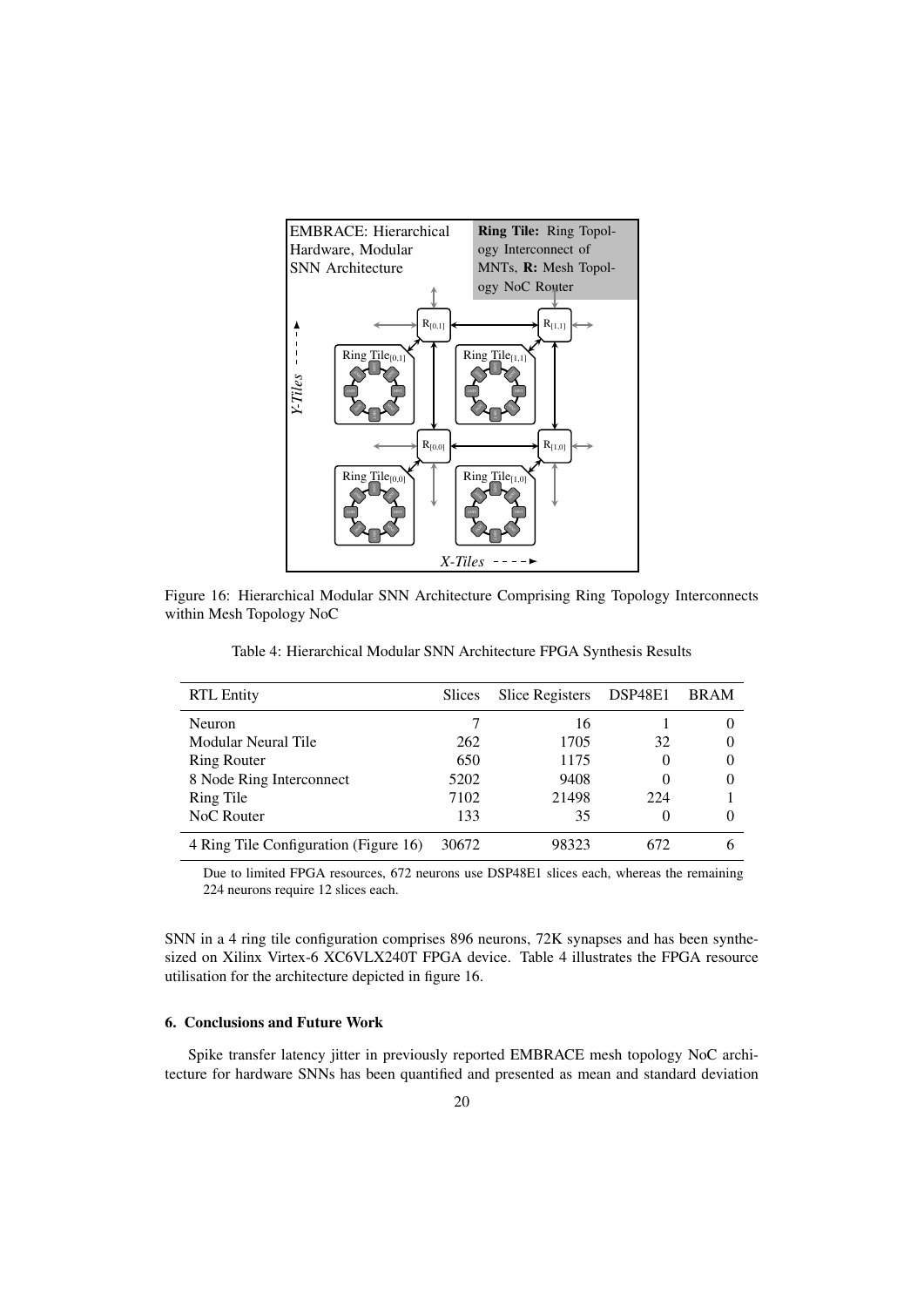Figure 16: Hierarchical Modular SNN Architecture Comprising Ring Topology Interconnects within Mesh Topology NoC

Table 4: Hierarchical Modular SNN Architecture FPGA Synthesis Results

| RTL Entity | Slices | Slice Registers | DSP48E1 | BRAM |
|---|---|---|---|---|
| Neuron | 7 | 16 | 1 | 0 |
| Modular Neural Tile | 262 | 1705 | 32 | 0 |
| Ring Router | 650 | 1175 | 0 | 0 |
| 8 Node Ring Interconnect | 5202 | 9408 | 0 | 0 |
| Ring Tile | 7102 | 21498 | 224 | 1 |
| NoC Router | 133 | 35 | 0 | 0 |
| 4 Ring Tile Configuration (Figure 16) | 30672 | 98323 | 672 | 6 |

Due to limited FPGA resources, 672 neurons use DSP48E1 slices each, whereas the remaining 224 neurons require 12 slices each.

SNN in a 4 ring tile configuration comprises 896 neurons, 72K synapses and has been synthesized on Xilinx Virtex-6 XC6VLX240T FPGA device. Table 4 illustrates the FPGA resource utilisation for the architecture depicted in figure 16.

## 6. Conclusions and Future Work

Spike transfer latency jitter in previously reported EMBRACE mesh topology NoC architecture for hardware SNNs has been quantified and presented as mean and standard deviation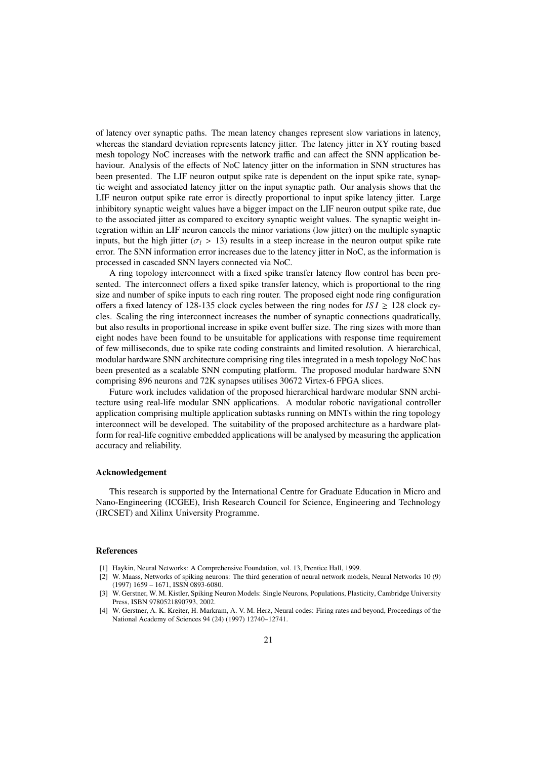of latency over synaptic paths. The mean latency changes represent slow variations in latency, whereas the standard deviation represents latency jitter. The latency jitter in XY routing based mesh topology NoC increases with the network traffic and can affect the SNN application behaviour. Analysis of the effects of NoC latency jitter on the information in SNN structures has been presented. The LIF neuron output spike rate is dependent on the input spike rate, synaptic weight and associated latency jitter on the input synaptic path. Our analysis shows that the LIF neuron output spike rate error is directly proportional to input spike latency jitter. Large inhibitory synaptic weight values have a bigger impact on the LIF neuron output spike rate, due to the associated jitter as compared to excitory synaptic weight values. The synaptic weight integration within an LIF neuron cancels the minor variations (low jitter) on the multiple synaptic inputs, but the high jitter ($\sigma_l > 13$) results in a steep increase in the neuron output spike rate error. The SNN information error increases due to the latency jitter in NoC, as the information is processed in cascaded SNN layers connected via NoC.

A ring topology interconnect with a fixed spike transfer latency flow control has been presented. The interconnect offers a fixed spike transfer latency, which is proportional to the ring size and number of spike inputs to each ring router. The proposed eight node ring configuration offers a fixed latency of 128-135 clock cycles between the ring nodes for $ISI \geq 128$ clock cycles. Scaling the ring interconnect increases the number of synaptic connections quadratically, but also results in proportional increase in spike event buffer size. The ring sizes with more than eight nodes have been found to be unsuitable for applications with response time requirement of few milliseconds, due to spike rate coding constraints and limited resolution. A hierarchical, modular hardware SNN architecture comprising ring tiles integrated in a mesh topology NoC has been presented as a scalable SNN computing platform. The proposed modular hardware SNN comprising 896 neurons and 72K synapses utilises 30672 Virtex-6 FPGA slices.

Future work includes validation of the proposed hierarchical hardware modular SNN architecture using real-life modular SNN applications. A modular robotic navigational controller application comprising multiple application subtasks running on MNTs within the ring topology interconnect will be developed. The suitability of the proposed architecture as a hardware platform for real-life cognitive embedded applications will be analysed by measuring the application accuracy and reliability.

## Acknowledgement

This research is supported by the International Centre for Graduate Education in Micro and Nano-Engineering (ICGEE), Irish Research Council for Science, Engineering and Technology (IRCSET) and Xilinx University Programme.

## References

[1] Haykin, Neural Networks: A Comprehensive Foundation, vol. 13, Prentice Hall, 1999.

[2] W. Maass, Networks of spiking neurons: The third generation of neural network models, Neural Networks 10 (9) (1997) 1659 – 1671, ISSN 0893-6080.

[3] W. Gerstner, W. M. Kistler, Spiking Neuron Models: Single Neurons, Populations, Plasticity, Cambridge University Press, ISBN 9780521890793, 2002.

[4] W. Gerstner, A. K. Kreiter, H. Markram, A. V. M. Herz, Neural codes: Firing rates and beyond, Proceedings of the National Academy of Sciences 94 (24) (1997) 12740–12741.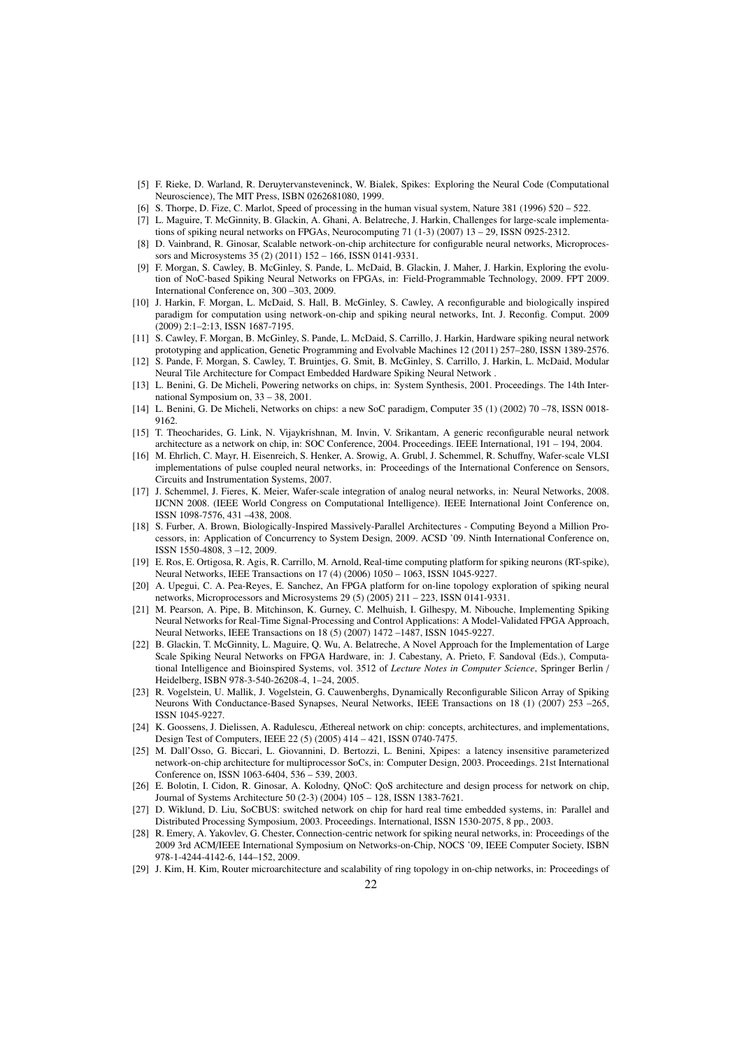[5] F. Rieke, D. Warland, R. Deruytervansteveninck, W. Bialek, Spikes: Exploring the Neural Code (Computational Neuroscience), The MIT Press, ISBN 0262681080, 1999.

[6] S. Thorpe, D. Fize, C. Marlot, Speed of processing in the human visual system, Nature 381 (1996) 520 – 522.

[7] L. Maguire, T. McGinnity, B. Glackin, A. Ghani, A. Belatreche, J. Harkin, Challenges for large-scale implementations of spiking neural networks on FPGAs, Neurocomputing 71 (1-3) (2007) 13 – 29, ISSN 0925-2312.

[8] D. Vainbrand, R. Ginosar, Scalable network-on-chip architecture for configurable neural networks, Microprocessors and Microsystems 35 (2) (2011) 152 – 166, ISSN 0141-9331.

[9] F. Morgan, S. Cawley, B. McGinley, S. Pande, L. McDaid, B. Glackin, J. Maher, J. Harkin, Exploring the evolution of NoC-based Spiking Neural Networks on FPGAs, in: Field-Programmable Technology, 2009. FPT 2009. International Conference on, 300 –303, 2009.

[10] J. Harkin, F. Morgan, L. McDaid, S. Hall, B. McGinley, S. Cawley, A reconfigurable and biologically inspired paradigm for computation using network-on-chip and spiking neural networks, Int. J. Reconfig. Comput. 2009 (2009) 2:1–2:13, ISSN 1687-7195.

[11] S. Cawley, F. Morgan, B. McGinley, S. Pande, L. McDaid, S. Carrillo, J. Harkin, Hardware spiking neural network prototyping and application, Genetic Programming and Evolvable Machines 12 (2011) 257–280, ISSN 1389-2576.

[12] S. Pande, F. Morgan, S. Cawley, T. Bruintjes, G. Smit, B. McGinley, S. Carrillo, J. Harkin, L. McDaid, Modular Neural Tile Architecture for Compact Embedded Hardware Spiking Neural Network .

[13] L. Benini, G. De Micheli, Powering networks on chips, in: System Synthesis, 2001. Proceedings. The 14th International Symposium on, 33 – 38, 2001.

[14] L. Benini, G. De Micheli, Networks on chips: a new SoC paradigm, Computer 35 (1) (2002) 70 –78, ISSN 0018-9162.

[15] T. Theocharides, G. Link, N. Vijaykrishnan, M. Invin, V. Srikantam, A generic reconfigurable neural network architecture as a network on chip, in: SOC Conference, 2004. Proceedings. IEEE International, 191 – 194, 2004.

[16] M. Ehrlich, C. Mayr, H. Eisenreich, S. Henker, A. Srowig, A. Grubl, J. Schemmel, R. Schuffny, Wafer-scale VLSI implementations of pulse coupled neural networks, in: Proceedings of the International Conference on Sensors, Circuits and Instrumentation Systems, 2007.

[17] J. Schemmel, J. Fieres, K. Meier, Wafer-scale integration of analog neural networks, in: Neural Networks, 2008. IJCNN 2008. (IEEE World Congress on Computational Intelligence). IEEE International Joint Conference on, ISSN 1098-7576, 431 –438, 2008.

[18] S. Furber, A. Brown, Biologically-Inspired Massively-Parallel Architectures - Computing Beyond a Million Processors, in: Application of Concurrency to System Design, 2009. ACSD '09. Ninth International Conference on, ISSN 1550-4808, 3 –12, 2009.

[19] E. Ros, E. Ortigosa, R. Agis, R. Carrillo, M. Arnold, Real-time computing platform for spiking neurons (RT-spike), Neural Networks, IEEE Transactions on 17 (4) (2006) 1050 – 1063, ISSN 1045-9227.

[20] A. Upegui, C. A. Pea-Reyes, E. Sanchez, An FPGA platform for on-line topology exploration of spiking neural networks, Microprocessors and Microsystems 29 (5) (2005) 211 – 223, ISSN 0141-9331.

[21] M. Pearson, A. Pipe, B. Mitchinson, K. Gurney, C. Melhuish, I. Gilhespy, M. Nibouche, Implementing Spiking Neural Networks for Real-Time Signal-Processing and Control Applications: A Model-Validated FPGA Approach, Neural Networks, IEEE Transactions on 18 (5) (2007) 1472 –1487, ISSN 1045-9227.

[22] B. Glackin, T. McGinnity, L. Maguire, Q. Wu, A. Belatreche, A Novel Approach for the Implementation of Large Scale Spiking Neural Networks on FPGA Hardware, in: J. Cabestany, A. Prieto, F. Sandoval (Eds.), Computational Intelligence and Bioinspired Systems, vol. 3512 of *Lecture Notes in Computer Science*, Springer Berlin / Heidelberg, ISBN 978-3-540-26208-4, 1–24, 2005.

[23] R. Vogelstein, U. Mallik, J. Vogelstein, G. Cauwenberghs, Dynamically Reconfigurable Silicon Array of Spiking Neurons With Conductance-Based Synapses, Neural Networks, IEEE Transactions on 18 (1) (2007) 253 –265, ISSN 1045-9227.

[24] K. Goossens, J. Dielissen, A. Radulescu, Æthereal network on chip: concepts, architectures, and implementations, Design Test of Computers, IEEE 22 (5) (2005) 414 – 421, ISSN 0740-7475.

[25] M. Dall'Osso, G. Biccari, L. Giovannini, D. Bertozzi, L. Benini, Xpipes: a latency insensitive parameterized network-on-chip architecture for multiprocessor SoCs, in: Computer Design, 2003. Proceedings. 21st International Conference on, ISSN 1063-6404, 536 – 539, 2003.

[26] E. Bolotin, I. Cidon, R. Ginosar, A. Kolodny, QNoC: QoS architecture and design process for network on chip, Journal of Systems Architecture 50 (2-3) (2004) 105 – 128, ISSN 1383-7621.

[27] D. Wiklund, D. Liu, SoCBUS: switched network on chip for hard real time embedded systems, in: Parallel and Distributed Processing Symposium, 2003. Proceedings. International, ISSN 1530-2075, 8 pp., 2003.

[28] R. Emery, A. Yakovlev, G. Chester, Connection-centric network for spiking neural networks, in: Proceedings of the 2009 3rd ACM/IEEE International Symposium on Networks-on-Chip, NOCS '09, IEEE Computer Society, ISBN 978-1-4244-4142-6, 144–152, 2009.

[29] J. Kim, H. Kim, Router microarchitecture and scalability of ring topology in on-chip networks, in: Proceedings of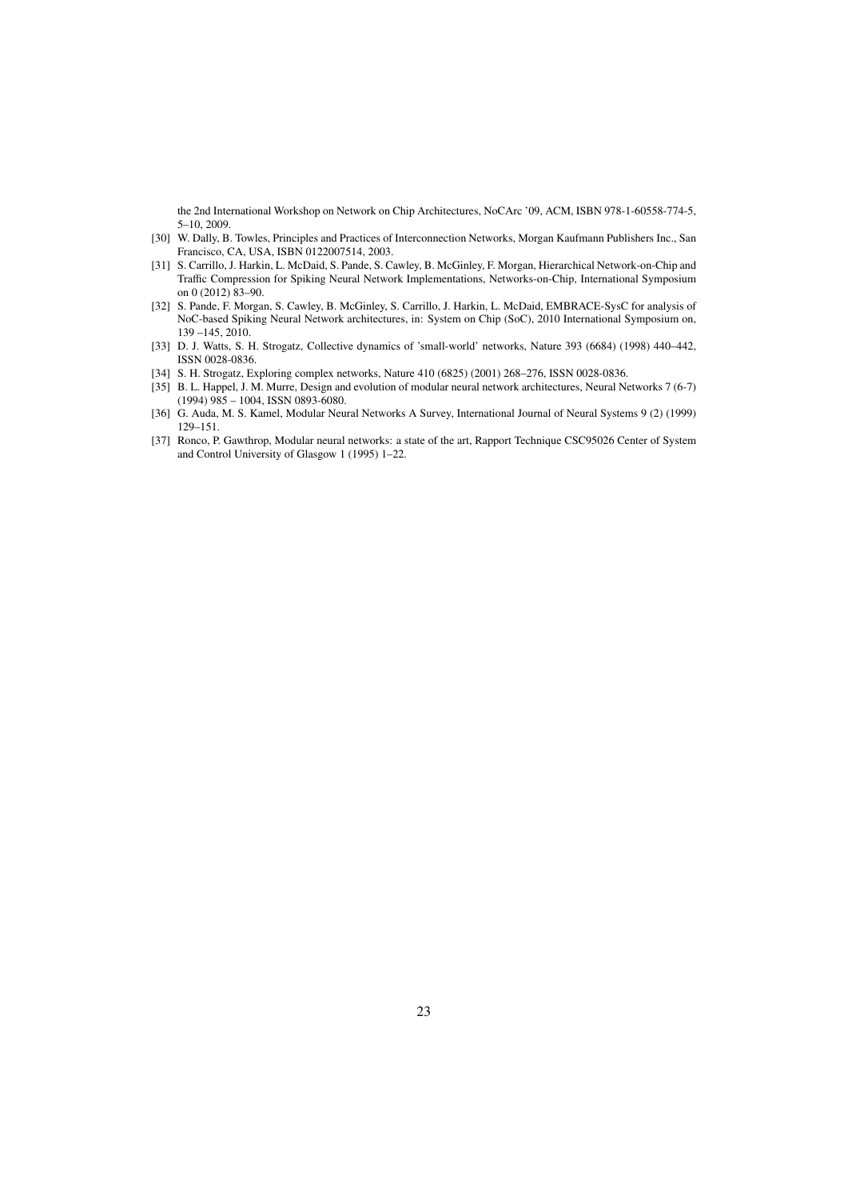the 2nd International Workshop on Network on Chip Architectures, NoCArc '09, ACM, ISBN 978-1-60558-774-5, 5–10, 2009.

[30] W. Dally, B. Towles, Principles and Practices of Interconnection Networks, Morgan Kaufmann Publishers Inc., San Francisco, CA, USA, ISBN 0122007514, 2003.

[31] S. Carrillo, J. Harkin, L. McDaid, S. Pande, S. Cawley, B. McGinley, F. Morgan, Hierarchical Network-on-Chip and Traffic Compression for Spiking Neural Network Implementations, Networks-on-Chip, International Symposium on 0 (2012) 83–90.

[32] S. Pande, F. Morgan, S. Cawley, B. McGinley, S. Carrillo, J. Harkin, L. McDaid, EMBRACE-SysC for analysis of NoC-based Spiking Neural Network architectures, in: System on Chip (SoC), 2010 International Symposium on, 139 –145, 2010.

[33] D. J. Watts, S. H. Strogatz, Collective dynamics of 'small-world' networks, Nature 393 (6684) (1998) 440–442, ISSN 0028-0836.

[34] S. H. Strogatz, Exploring complex networks, Nature 410 (6825) (2001) 268–276, ISSN 0028-0836.

[35] B. L. Happel, J. M. Murre, Design and evolution of modular neural network architectures, Neural Networks 7 (6-7) (1994) 985 – 1004, ISSN 0893-6080.

[36] G. Auda, M. S. Kamel, Modular Neural Networks A Survey, International Journal of Neural Systems 9 (2) (1999) 129–151.

[37] Ronco, P. Gawthrop, Modular neural networks: a state of the art, Rapport Technique CSC95026 Center of System and Control University of Glasgow 1 (1995) 1–22.